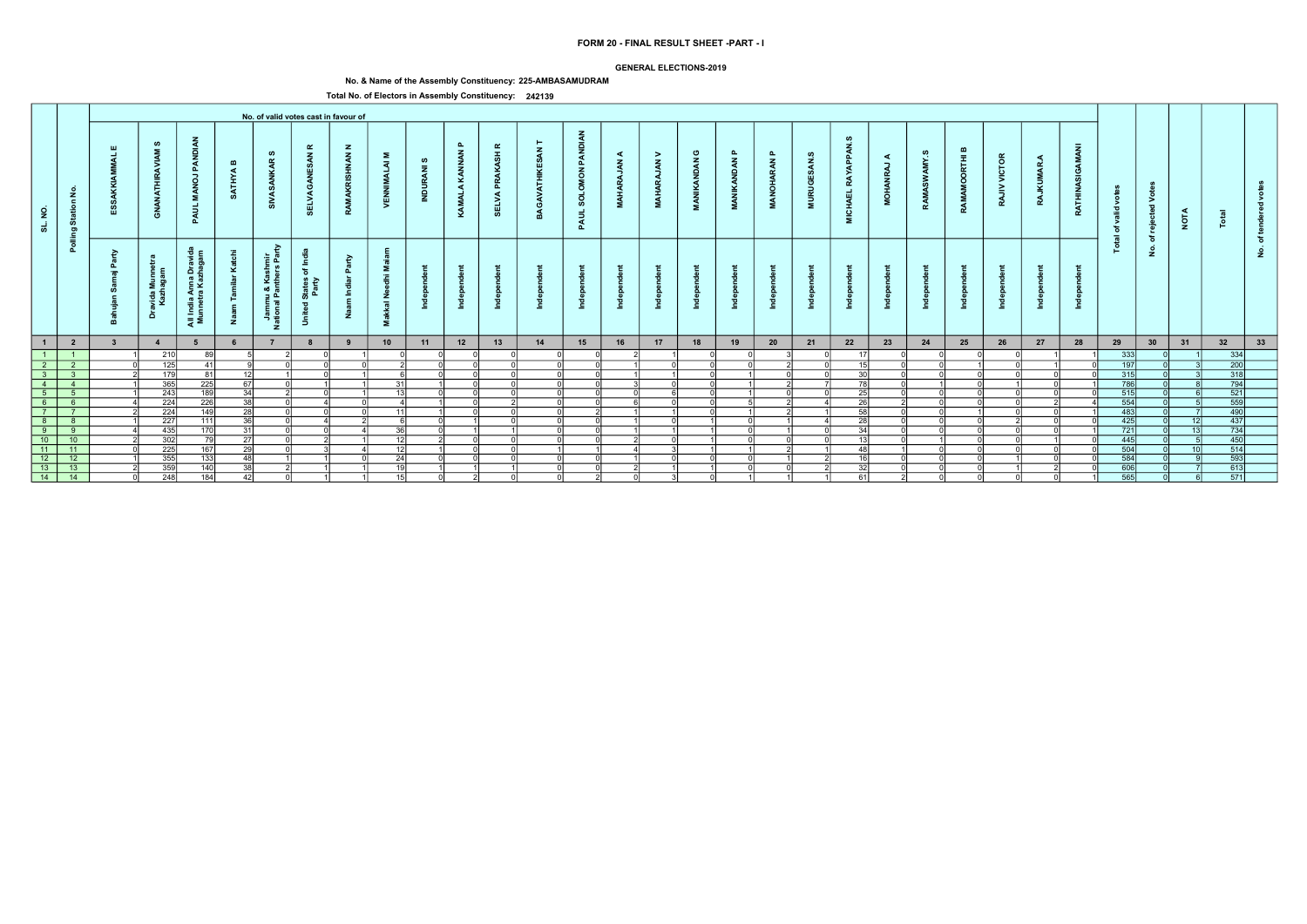# FORM 20 - FINAL RESULT SHEET -PART - I

## GENERAL ELECTIONS-2019

### No. & Name of the Assembly Constituency: 225-AMBASAMUDRAM

### Total No. of Electors in Assembly Constituency: 242139

| SL. NO. | Polling Station No. | No. of valid votes cast in favour of | | | | | | | | | | | | | | | | | | | | | | | | | | Total of valid votes | No. of rejected Votes | NOTA | Total | No. of tendered votes |
|---|---|---|---|---|---|---|---|---|---|---|---|---|---|---|---|---|---|---|---|---|---|---|---|---|---|---|---|---|---|---|---|---|
| | | ESSAKKIAMMAL E | GNANATHIRAVIAM S | PAUL MANOJ PANDIAN | SATHYA B | SIVASANKAR S | SELVAGANESAN R | RAMAKRISHNAN M | VENNIMALAI M | INDURANI S | KAMALA KANNAN P | SELVA PRAKASH R | BAGAVATHIKESAN T | PAUL SOLOMON PANDIAN | MAHARAJAN A | MAHARAJAN V | MANIKANDAN G | MANIKANDAN P | MANOHARAN P | MURUGESAN.S | MICHAEL RAYAPPAN.S | MOHANRAJ A | RAMASWAMY.S | RAMAMOORTHI B | RAJIV VICTOR | RAJKUMAR.A | RATHINASIGAMANI | | | | | |
| | | Bahujan Samaj Party | Dravida Munnetra Kazhagam | All India Anna Dravida Munnetra Kazhagam | Naam Tamilar Katchi | Jammu & Kashmir National Panthers Party | United States of India Party | Naam Indiar Party | Makkal Needhi Maiam | Independent | Independent | Independent | Independent | Independent | Independent | Independent | Independent | Independent | Independent | Independent | Independent | Independent | Independent | Independent | Independent | Independent | Independent | | | | | |
| 1 | 2 | 3 | 4 | 5 | 6 | 7 | 8 | 9 | 10 | 11 | 12 | 13 | 14 | 15 | 16 | 17 | 18 | 19 | 20 | 21 | 22 | 23 | 24 | 25 | 26 | 27 | 28 | 29 | 30 | 31 | 32 | 33 |
| 1 | 1 | 1 | 210 | 89 | 5 | 2 | 0 | 1 | 0 | 0 | 0 | 0 | 0 | 0 | 2 | 1 | 0 | 0 | 3 | 0 | 17 | 0 | 0 | 0 | 0 | 1 | 1 | 333 | 0 | 1 | 334 | |
| 2 | 2 | 0 | 125 | 41 | 9 | 0 | 0 | 0 | 2 | 0 | 0 | 0 | 0 | 0 | 1 | 0 | 0 | 0 | 2 | 0 | 15 | 0 | 0 | 1 | 0 | 1 | 0 | 197 | 0 | 3 | 200 | |
| 3 | 3 | 2 | 179 | 81 | 12 | 1 | 0 | 1 | 6 | 0 | 0 | 0 | 0 | 0 | 1 | 1 | 0 | 1 | 0 | 0 | 30 | 0 | 0 | 0 | 0 | 0 | 0 | 315 | 0 | 3 | 318 | |
| 4 | 4 | 1 | 365 | 225 | 67 | 0 | 1 | 1 | 31 | 1 | 0 | 0 | 0 | 0 | 3 | 0 | 0 | 1 | 2 | 7 | 78 | 0 | 1 | 0 | 1 | 0 | 1 | 786 | 0 | 8 | 794 | |
| 5 | 5 | 1 | 243 | 189 | 34 | 2 | 0 | 1 | 13 | 0 | 0 | 0 | 0 | 0 | 0 | 6 | 0 | 1 | 0 | 0 | 25 | 0 | 0 | 0 | 0 | 0 | 0 | 515 | 0 | 6 | 521 | |
| 6 | 6 | 4 | 224 | 226 | 38 | 0 | 4 | 0 | 4 | 1 | 0 | 2 | 0 | 0 | 6 | 0 | 0 | 5 | 2 | 4 | 26 | 2 | 0 | 0 | 0 | 2 | 4 | 554 | 0 | 5 | 559 | |
| 7 | 7 | 2 | 224 | 149 | 28 | 0 | 0 | 0 | 11 | 1 | 0 | 0 | 0 | 2 | 1 | 1 | 0 | 1 | 2 | 1 | 58 | 0 | 0 | 1 | 0 | 0 | 1 | 483 | 0 | 7 | 490 | |
| 8 | 8 | 1 | 227 | 111 | 36 | 0 | 4 | 2 | 6 | 0 | 1 | 0 | 0 | 0 | 1 | 0 | 1 | 0 | 1 | 4 | 28 | 0 | 0 | 0 | 2 | 0 | 0 | 425 | 0 | 12 | 437 | |
| 9 | 9 | 4 | 435 | 170 | 31 | 0 | 0 | 4 | 36 | 0 | 1 | 1 | 0 | 0 | 1 | 1 | 1 | 0 | 1 | 0 | 34 | 0 | 0 | 0 | 0 | 0 | 1 | 721 | 0 | 13 | 734 | |
| 10 | 10 | 2 | 302 | 79 | 27 | 0 | 2 | 1 | 12 | 2 | 0 | 0 | 0 | 0 | 2 | 0 | 1 | 0 | 0 | 0 | 13 | 0 | 1 | 0 | 0 | 1 | 0 | 445 | 0 | 5 | 450 | |
| 11 | 11 | 0 | 225 | 167 | 29 | 0 | 3 | 4 | 12 | 1 | 0 | 0 | 1 | 1 | 4 | 3 | 1 | 1 | 2 | 1 | 48 | 1 | 0 | 0 | 0 | 0 | 0 | 504 | 0 | 10 | 514 | |
| 12 | 12 | 1 | 355 | 133 | 48 | 1 | 1 | 0 | 24 | 0 | 0 | 0 | 0 | 0 | 1 | 0 | 0 | 0 | 1 | 2 | 16 | 0 | 0 | 0 | 1 | 0 | 0 | 584 | 0 | 9 | 593 | |
| 13 | 13 | 2 | 359 | 140 | 38 | 2 | 1 | 1 | 19 | 1 | 1 | 1 | 0 | 0 | 2 | 1 | 1 | 0 | 0 | 2 | 32 | 0 | 0 | 0 | 1 | 2 | 0 | 606 | 0 | 7 | 613 | |
| 14 | 14 | 0 | 248 | 184 | 42 | 0 | 1 | 1 | 15 | 0 | 2 | 0 | 0 | 2 | 0 | 3 | 0 | 1 | 1 | 1 | 61 | 2 | 0 | 0 | 0 | 0 | 1 | 565 | 0 | 6 | 571 | |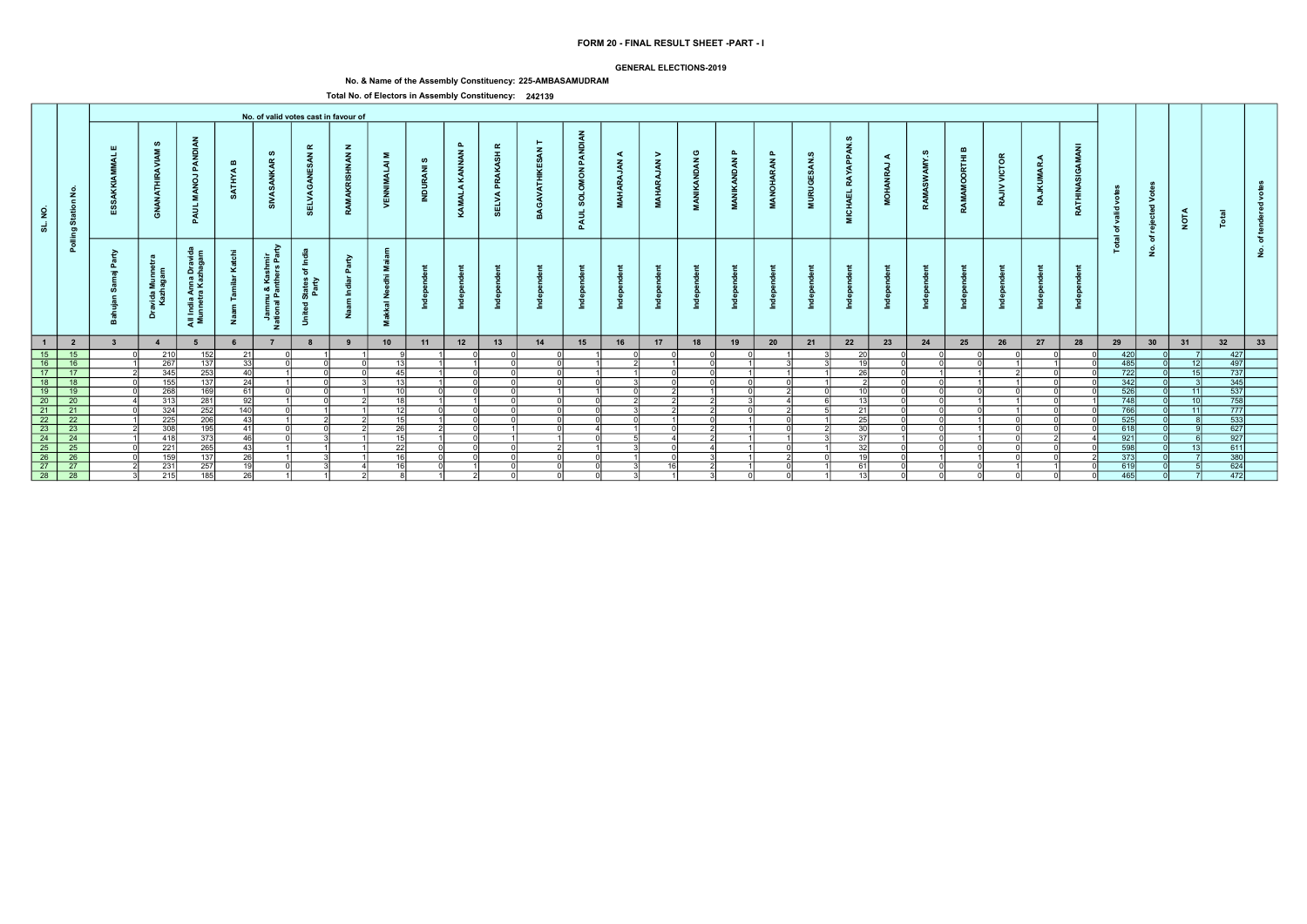# FORM 20 - FINAL RESULT SHEET -PART - I

**GENERAL ELECTIONS-2019**

**No. & Name of the Assembly Constituency: 225-AMBASAMUDRAM**

**Total No. of Electors in Assembly Constituency: 242139**

| SL. NO. | Polling Station No. | No. of valid votes cast in favour of | | | | | | | | | | | | | | | | | | | | | | | | | | Total of valid votes | No. of rejected Votes | NOTA | Total | No. of tendered votes |
|---|---|---|---|---|---|---|---|---|---|---|---|---|---|---|---|---|---|---|---|---|---|---|---|---|---|---|---|---|---|---|---|---|
| | | ESSAKKIAMMAL E | GNANATHIRAVIAM S | PAUL MANOJ PANDIAN | SATHYA B | SIVASANKAR S | SELVAGANESAN R | RAMAKRISHNAN N | VENNIMALAI M | INDURANI S | KAMALA KANNAN P | SELVA PRAKASH R | BAGAVATHIKESAN T | PAUL SOLOMON PANDIAN | MAHARAJAN A | MAHARAJAN V | MANIKANDAN G | MANIKANDAN P | MANOHARAN P | MURUGESAN.S | MICHAEL RAYAPPAN.S | MOHANRAJ A | RAMASWAMY.S | RAMAMOORTHI B | RAJIV VICTOR | RAJKUMAR.A | RATHINASIGAMANI | | | | | |
| | | Bahujan Samaj Party | Dravida Munnetra Kazhagam | All India Anna Dravida Munnetra Kazhagam | Naam Tamilar Katchi | Jammu & Kashmir National Panthers Party | United States of India Party | Naam Indiar Party | Makkal Needhi Maiam | Independent | Independent | Independent | Independent | Independent | Independent | Independent | Independent | Independent | Independent | Independent | Independent | Independent | Independent | Independent | Independent | Independent | Independent | | | | | |
| 1 | 2 | 3 | 4 | 5 | 6 | 7 | 8 | 9 | 10 | 11 | 12 | 13 | 14 | 15 | 16 | 17 | 18 | 19 | 20 | 21 | 22 | 23 | 24 | 25 | 26 | 27 | 28 | 29 | 30 | 31 | 32 | 33 |
| 15 | 15 | 0 | 210 | 152 | 21 | 0 | 1 | 1 | 9 | 1 | 0 | 0 | 0 | 1 | 0 | 0 | 0 | 0 | 1 | 3 | 20 | 0 | 0 | 0 | 0 | 0 | 0 | 420 | 0 | 7 | 427 | |
| 16 | 16 | 1 | 267 | 137 | 33 | 0 | 0 | 0 | 13 | 1 | 1 | 0 | 0 | 1 | 2 | 1 | 0 | 1 | 3 | 3 | 19 | 0 | 0 | 0 | 1 | 1 | 0 | 485 | 0 | 12 | 497 | |
| 17 | 17 | 2 | 345 | 253 | 40 | 1 | 0 | 0 | 45 | 1 | 0 | 0 | 0 | 1 | 1 | 0 | 0 | 1 | 1 | 1 | 26 | 0 | 1 | 1 | 2 | 0 | 0 | 722 | 0 | 15 | 737 | |
| 18 | 18 | 0 | 155 | 137 | 24 | 1 | 0 | 3 | 13 | 1 | 0 | 0 | 0 | 0 | 3 | 0 | 0 | 0 | 0 | 1 | 2 | 0 | 0 | 1 | 1 | 0 | 0 | 342 | 0 | 3 | 345 | |
| 19 | 19 | 0 | 268 | 169 | 61 | 0 | 0 | 1 | 10 | 0 | 0 | 0 | 1 | 1 | 0 | 2 | 1 | 0 | 2 | 0 | 10 | 0 | 0 | 0 | 0 | 0 | 0 | 526 | 0 | 11 | 537 | |
| 20 | 20 | 4 | 313 | 281 | 92 | 1 | 0 | 2 | 18 | 1 | 1 | 0 | 0 | 0 | 2 | 2 | 2 | 3 | 4 | 6 | 13 | 0 | 0 | 1 | 1 | 0 | 1 | 748 | 0 | 10 | 758 | |
| 21 | 21 | 0 | 324 | 252 | 140 | 0 | 1 | 1 | 12 | 0 | 0 | 0 | 0 | 0 | 3 | 2 | 2 | 0 | 2 | 5 | 21 | 0 | 0 | 0 | 1 | 0 | 0 | 766 | 0 | 11 | 777 | |
| 22 | 22 | 1 | 225 | 206 | 43 | 1 | 2 | 2 | 15 | 1 | 0 | 0 | 0 | 0 | 0 | 1 | 0 | 1 | 0 | 1 | 25 | 0 | 0 | 1 | 0 | 0 | 0 | 525 | 0 | 8 | 533 | |
| 23 | 23 | 2 | 308 | 195 | 41 | 0 | 0 | 2 | 26 | 2 | 0 | 1 | 0 | 4 | 1 | 0 | 2 | 1 | 0 | 2 | 30 | 0 | 0 | 1 | 0 | 0 | 0 | 618 | 0 | 9 | 627 | |
| 24 | 24 | 1 | 418 | 373 | 46 | 0 | 3 | 1 | 15 | 1 | 0 | 1 | 1 | 0 | 5 | 4 | 2 | 1 | 1 | 3 | 37 | 1 | 0 | 1 | 0 | 2 | 4 | 921 | 0 | 6 | 927 | |
| 25 | 25 | 0 | 221 | 265 | 43 | 1 | 1 | 1 | 22 | 0 | 0 | 0 | 2 | 1 | 3 | 0 | 4 | 1 | 0 | 1 | 32 | 0 | 0 | 0 | 0 | 0 | 0 | 598 | 0 | 13 | 611 | |
| 26 | 26 | 0 | 159 | 137 | 26 | 1 | 3 | 1 | 16 | 0 | 0 | 0 | 0 | 0 | 1 | 0 | 3 | 1 | 2 | 0 | 19 | 0 | 1 | 1 | 0 | 0 | 2 | 373 | 0 | 7 | 380 | |
| 27 | 27 | 2 | 231 | 257 | 19 | 0 | 3 | 4 | 16 | 0 | 1 | 0 | 0 | 0 | 3 | 16 | 2 | 1 | 0 | 1 | 61 | 0 | 0 | 0 | 1 | 1 | 0 | 619 | 0 | 5 | 624 | |
| 28 | 28 | 3 | 215 | 185 | 26 | 1 | 1 | 2 | 8 | 1 | 2 | 0 | 0 | 0 | 3 | 1 | 3 | 0 | 0 | 1 | 13 | 0 | 0 | 0 | 0 | 0 | 0 | 465 | 0 | 7 | 472 | |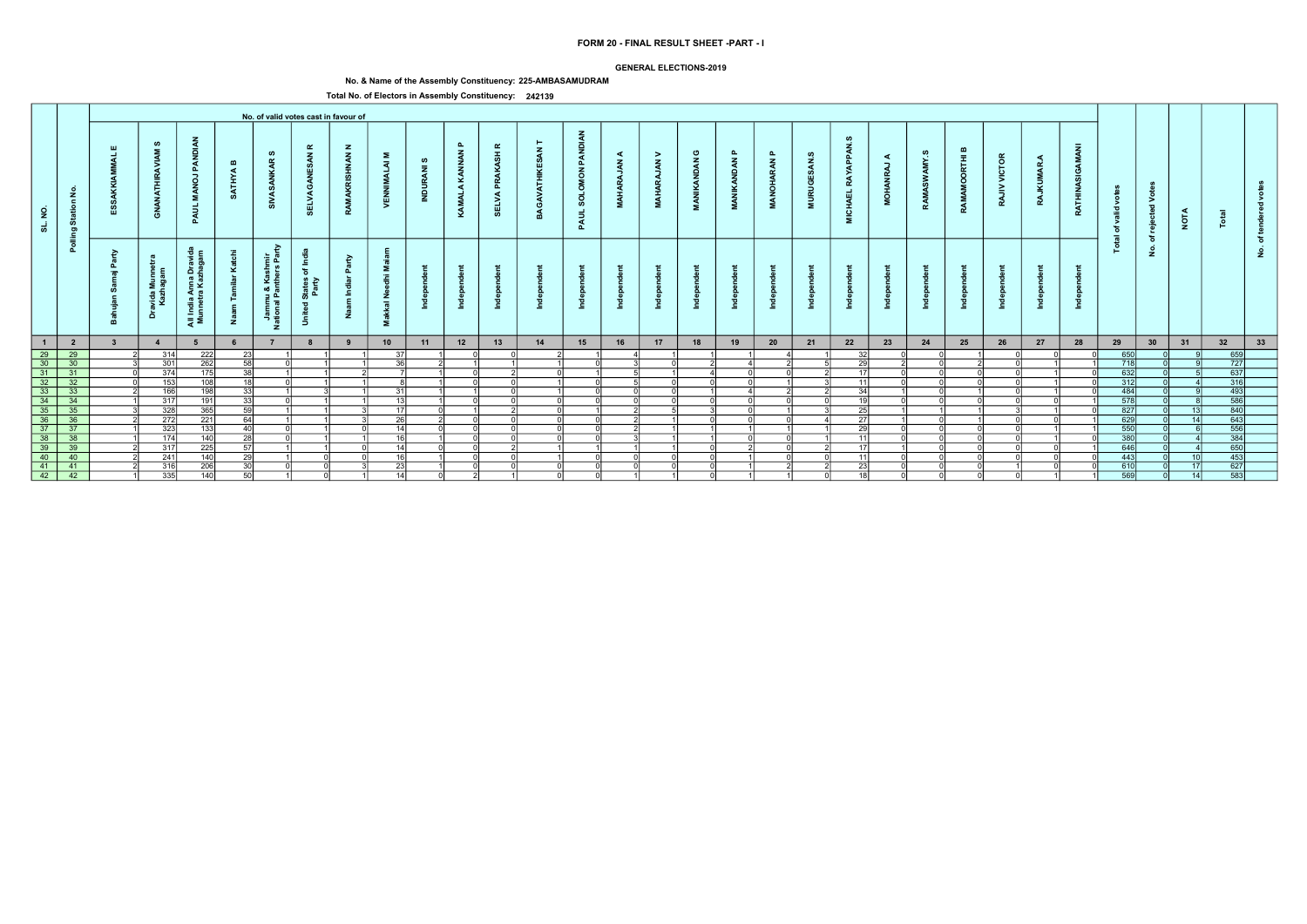# FORM 20 - FINAL RESULT SHEET -PART - I

**GENERAL ELECTIONS-2019**

**No. & Name of the Assembly Constituency: 225-AMBASAMUDRAM**

**Total No. of Electors in Assembly Constituency: 242139**

| SL. NO. | Polling Station No. | No. of valid votes cast in favour of | | | | | | | | | | | | | | | | | | | | | | | | | | Total of valid votes | No. of rejected Votes | NOTA | Total | No. of tendered votes |
|---|---|---|---|---|---|---|---|---|---|---|---|---|---|---|---|---|---|---|---|---|---|---|---|---|---|---|---|---|---|---|---|---|
| | | ESSAKKIAMMAL E | GNANATHIRAVIAM S | PAUL MANOJ PANDIAN | SATHYA B | SIVASANKAR S | SELVAGANESAN R | RAMAKRISHNAN N | VENNIMALAI M | INDURANI S | KAMALA KANNAN P | SELVA PRAKASH R | BAGAVATHIKESAN T | PAUL SOLOMON PANDIAN | MAHARAJAN A | MAHARAJAN V | MANIKANDAN G | MANIKANDAN P | MANOHARAN P | MURUGESAN.S | MICHAEL RAYAPPAN.S | MOHANRAJ A | RAMASWAMY.S | RAMAMOORTHI B | RAJIV VICTOR | RAJKUMAR.A | RATHINASIGAMANI | | | | | |
| | | Bahujan Samaj Party | Dravida Munnetra Kazhagam | All India Anna Dravida Munnetra Kazhagam | Naam Tamilar Katchi | Jammu & Kashmir National Panthers Party | United States of India Party | Naam Indiar Party | Makkal Needhi Maiam | Independent | Independent | Independent | Independent | Independent | Independent | Independent | Independent | Independent | Independent | Independent | Independent | Independent | Independent | Independent | Independent | Independent | Independent | | | | | |
| 1 | 2 | 3 | 4 | 5 | 6 | 7 | 8 | 9 | 10 | 11 | 12 | 13 | 14 | 15 | 16 | 17 | 18 | 19 | 20 | 21 | 22 | 23 | 24 | 25 | 26 | 27 | 28 | 29 | 30 | 31 | 32 | 33 |
| 29 | 29 | 2 | 314 | 222 | 23 | 1 | 1 | 1 | 37 | 1 | 0 | 0 | 2 | 1 | 4 | 1 | 1 | 1 | 4 | 1 | 32 | 0 | 0 | 1 | 0 | 0 | 0 | 650 | 0 | 9 | 659 | |
| 30 | 30 | 3 | 301 | 262 | 58 | 0 | 1 | 1 | 36 | 2 | 1 | 1 | 1 | 0 | 3 | 0 | 2 | 4 | 2 | 5 | 29 | 2 | 0 | 2 | 0 | 1 | 1 | 718 | 0 | 9 | 727 | |
| 31 | 31 | 0 | 374 | 175 | 38 | 1 | 1 | 2 | 7 | 1 | 0 | 2 | 0 | 1 | 5 | 1 | 4 | 0 | 0 | 2 | 17 | 0 | 0 | 0 | 0 | 1 | 0 | 632 | 0 | 5 | 637 | |
| 32 | 32 | 0 | 153 | 108 | 18 | 0 | 1 | 1 | 8 | 1 | 0 | 0 | 1 | 0 | 5 | 0 | 0 | 0 | 1 | 3 | 11 | 0 | 0 | 0 | 0 | 1 | 0 | 312 | 0 | 4 | 316 | |
| 33 | 33 | 2 | 166 | 198 | 33 | 1 | 3 | 1 | 31 | 1 | 1 | 0 | 1 | 0 | 0 | 0 | 1 | 4 | 2 | 2 | 34 | 1 | 0 | 1 | 0 | 1 | 0 | 484 | 0 | 9 | 493 | |
| 34 | 34 | 1 | 317 | 191 | 33 | 0 | 1 | 1 | 13 | 1 | 0 | 0 | 0 | 0 | 0 | 0 | 0 | 0 | 0 | 0 | 19 | 0 | 0 | 0 | 0 | 0 | 1 | 578 | 0 | 8 | 586 | |
| 35 | 35 | 3 | 328 | 365 | 59 | 1 | 1 | 3 | 17 | 0 | 1 | 2 | 0 | 1 | 2 | 5 | 3 | 0 | 1 | 3 | 25 | 1 | 1 | 1 | 3 | 1 | 0 | 827 | 0 | 13 | 840 | |
| 36 | 36 | 2 | 272 | 221 | 64 | 1 | 1 | 3 | 26 | 2 | 0 | 0 | 0 | 0 | 2 | 1 | 0 | 0 | 0 | 4 | 27 | 1 | 0 | 1 | 0 | 0 | 1 | 629 | 0 | 14 | 643 | |
| 37 | 37 | 1 | 323 | 133 | 40 | 0 | 1 | 0 | 14 | 0 | 0 | 0 | 0 | 0 | 2 | 1 | 1 | 1 | 1 | 1 | 29 | 0 | 0 | 0 | 0 | 1 | 1 | 550 | 0 | 6 | 556 | |
| 38 | 38 | 1 | 174 | 140 | 28 | 0 | 1 | 1 | 16 | 1 | 0 | 0 | 0 | 0 | 3 | 1 | 1 | 0 | 0 | 1 | 11 | 0 | 0 | 0 | 0 | 1 | 0 | 380 | 0 | 4 | 384 | |
| 39 | 39 | 2 | 317 | 225 | 57 | 1 | 1 | 0 | 14 | 0 | 0 | 2 | 1 | 1 | 1 | 1 | 0 | 2 | 0 | 2 | 17 | 1 | 0 | 0 | 0 | 0 | 1 | 646 | 0 | 4 | 650 | |
| 40 | 40 | 2 | 241 | 140 | 29 | 1 | 0 | 0 | 16 | 1 | 0 | 0 | 1 | 0 | 0 | 0 | 0 | 1 | 0 | 0 | 11 | 0 | 0 | 0 | 0 | 0 | 0 | 443 | 0 | 10 | 453 | |
| 41 | 41 | 2 | 316 | 206 | 30 | 0 | 0 | 3 | 23 | 1 | 0 | 0 | 0 | 0 | 0 | 0 | 0 | 1 | 2 | 2 | 23 | 0 | 0 | 0 | 1 | 0 | 0 | 610 | 0 | 17 | 627 | |
| 42 | 42 | 1 | 335 | 140 | 50 | 1 | 0 | 1 | 14 | 0 | 2 | 1 | 0 | 0 | 1 | 1 | 0 | 1 | 1 | 0 | 18 | 0 | 0 | 0 | 0 | 1 | 1 | 569 | 0 | 14 | 583 | |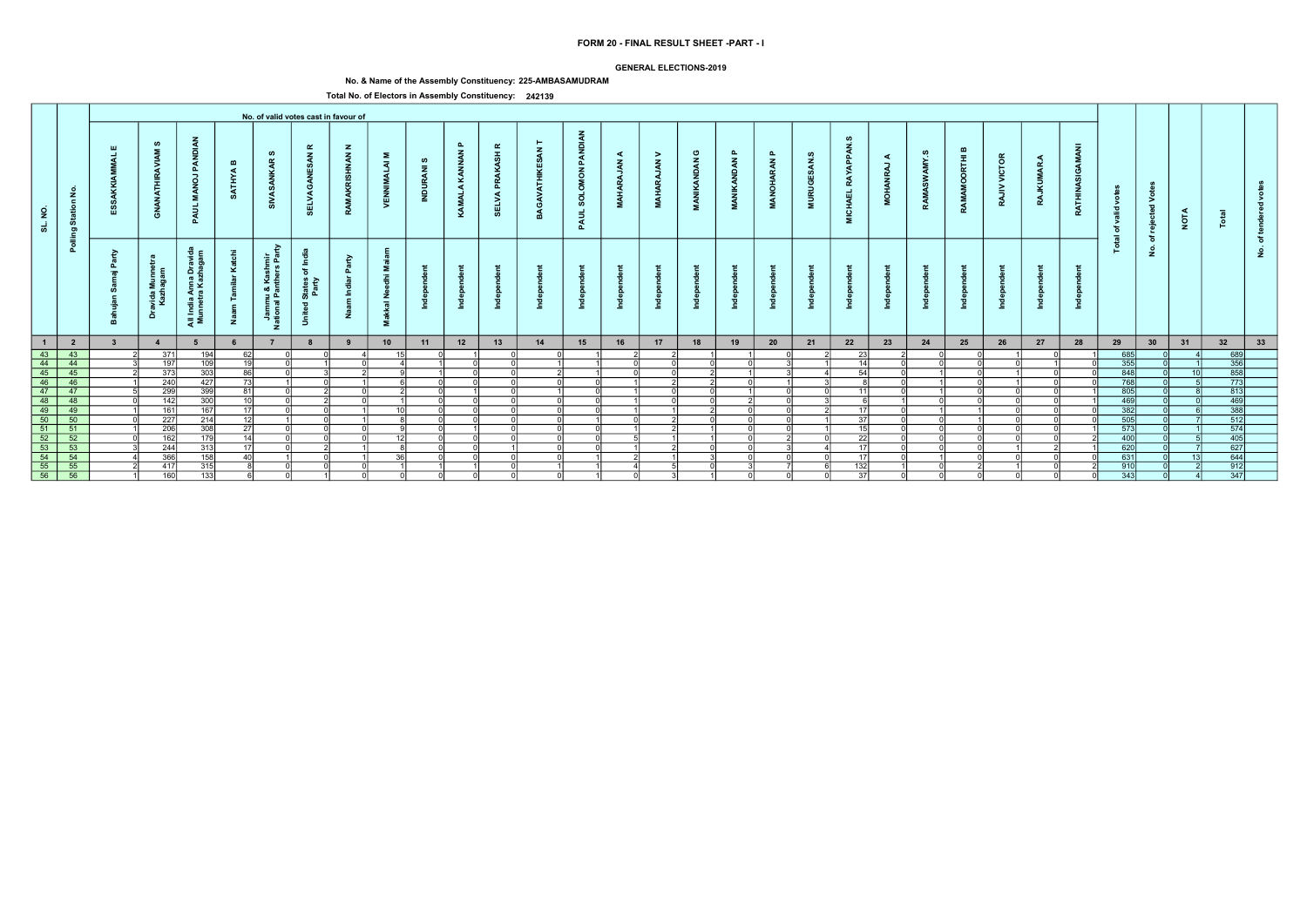# FORM 20 - FINAL RESULT SHEET -PART - I

**GENERAL ELECTIONS-2019**

**No. & Name of the Assembly Constituency: 225-AMBASAMUDRAM**

**Total No. of Electors in Assembly Constituency: 242139**

| SL. NO. | Polling Station No. | No. of valid votes cast in favour of | | | | | | | | | | | | | | | | | | | | | | | | | | Total of valid votes | No. of rejected Votes | NOTA | Total | No. of tendered votes |
|---|---|---|---|---|---|---|---|---|---|---|---|---|---|---|---|---|---|---|---|---|---|---|---|---|---|---|---|---|---|---|---|---|
| | | ESSAKKIAMMAL E | GNANATHIRAVIAM S | PAUL MANOJ PANDIAN | SATHYA B | SIVASANKAR S | SELVAGANESAN R | RAMAKRISHNAN N | VENNIMALAI M | INDURANI S | KAMALA KANNAN P | SELVA PRAKASH R | BAGAVATHIKESAN T | PAUL SOLOMON PANDIAN | MAHARAJAN A | MAHARAJAN V | MANIKANDAN G | MANIKANDAN P | MANOHARAN P | MURUGESAN.S | MICHAEL RAYAPPAN.S | MOHANRAJ A | RAMASWAMY.S | RAMAMOORTHI B | RAJIV VICTOR | RAJKUMAR.A | RATHINASIGAMANI | | | | | |
| | | Bahujan Samaj Party | Dravida Munnetra Kazhagam | All India Anna Dravida Munnetra Kazhagam | Naam Tamilar Katchi | Jammu & Kashmir National Panthers Party | United States of India Party | Naam Indiar Party | Makkal Needhi Maiam | Independent | Independent | Independent | Independent | Independent | Independent | Independent | Independent | Independent | Independent | Independent | Independent | Independent | Independent | Independent | Independent | Independent | Independent | | | | | |
| 1 | 2 | 3 | 4 | 5 | 6 | 7 | 8 | 9 | 10 | 11 | 12 | 13 | 14 | 15 | 16 | 17 | 18 | 19 | 20 | 21 | 22 | 23 | 24 | 25 | 26 | 27 | 28 | 29 | 30 | 31 | 32 | 33 |
| 43 | 43 | 2 | 371 | 194 | 62 | 0 | 0 | 4 | 15 | 0 | 1 | 0 | 0 | 1 | 2 | 2 | 1 | 1 | 0 | 2 | 23 | 2 | 0 | 0 | 1 | 0 | 1 | 685 | 0 | 4 | 689 | |
| 44 | 44 | 3 | 197 | 109 | 19 | 0 | 1 | 0 | 4 | 1 | 0 | 0 | 1 | 1 | 0 | 0 | 0 | 0 | 3 | 1 | 14 | 0 | 0 | 0 | 0 | 1 | 0 | 355 | 0 | 1 | 356 | |
| 45 | 45 | 2 | 373 | 303 | 86 | 0 | 3 | 2 | 9 | 1 | 0 | 0 | 2 | 1 | 0 | 0 | 2 | 1 | 3 | 4 | 54 | 0 | 1 | 0 | 1 | 0 | 0 | 848 | 0 | 10 | 858 | |
| 46 | 46 | 1 | 240 | 427 | 73 | 1 | 0 | 1 | 6 | 0 | 0 | 0 | 0 | 0 | 1 | 2 | 2 | 0 | 1 | 3 | 8 | 0 | 1 | 0 | 1 | 0 | 0 | 768 | 0 | 5 | 773 | |
| 47 | 47 | 5 | 299 | 399 | 81 | 0 | 2 | 0 | 2 | 0 | 1 | 0 | 1 | 0 | 1 | 0 | 0 | 1 | 0 | 0 | 11 | 0 | 1 | 0 | 0 | 0 | 0 | 805 | 0 | 8 | 813 | |
| 48 | 48 | 0 | 142 | 300 | 10 | 0 | 2 | 0 | 1 | 0 | 0 | 0 | 0 | 0 | 1 | 0 | 0 | 2 | 0 | 3 | 6 | 1 | 0 | 0 | 0 | 0 | 1 | 469 | 0 | 0 | 469 | |
| 49 | 49 | 1 | 161 | 167 | 17 | 0 | 0 | 1 | 10 | 0 | 0 | 0 | 0 | 0 | 1 | 1 | 2 | 0 | 0 | 2 | 17 | 0 | 1 | 1 | 0 | 0 | 0 | 382 | 0 | 6 | 388 | |
| 50 | 50 | 0 | 227 | 214 | 12 | 1 | 0 | 1 | 8 | 0 | 0 | 0 | 0 | 1 | 0 | 2 | 0 | 0 | 0 | 2 | 37 | 0 | 0 | 1 | 0 | 0 | 1 | 505 | 0 | 7 | 512 | |
| 51 | 51 | 1 | 206 | 308 | 27 | 0 | 0 | 0 | 9 | 0 | 1 | 0 | 0 | 0 | 1 | 2 | 1 | 0 | 0 | 1 | 15 | 0 | 0 | 0 | 0 | 0 | 1 | 573 | 0 | 1 | 574 | |
| 52 | 52 | 0 | 162 | 179 | 14 | 0 | 0 | 0 | 12 | 0 | 0 | 0 | 0 | 0 | 5 | 1 | 1 | 0 | 2 | 0 | 22 | 0 | 0 | 0 | 0 | 0 | 2 | 400 | 0 | 5 | 405 | |
| 53 | 53 | 3 | 244 | 313 | 17 | 0 | 2 | 1 | 8 | 0 | 0 | 1 | 0 | 0 | 1 | 2 | 0 | 0 | 3 | 4 | 17 | 0 | 0 | 0 | 1 | 2 | 1 | 620 | 0 | 7 | 627 | |
| 54 | 54 | 4 | 366 | 158 | 40 | 1 | 0 | 1 | 36 | 0 | 0 | 0 | 0 | 1 | 2 | 1 | 3 | 0 | 0 | 0 | 17 | 0 | 1 | 0 | 0 | 0 | 0 | 631 | 0 | 13 | 644 | |
| 55 | 55 | 2 | 417 | 315 | 8 | 0 | 0 | 0 | 1 | 1 | 1 | 0 | 1 | 1 | 4 | 5 | 0 | 3 | 7 | 6 | 132 | 1 | 0 | 2 | 1 | 0 | 2 | 910 | 0 | 2 | 912 | |
| 56 | 56 | 1 | 160 | 133 | 6 | 0 | 1 | 0 | 0 | 0 | 0 | 0 | 0 | 1 | 0 | 3 | 1 | 0 | 0 | 0 | 37 | 0 | 0 | 0 | 0 | 0 | 0 | 343 | 0 | 4 | 347 | |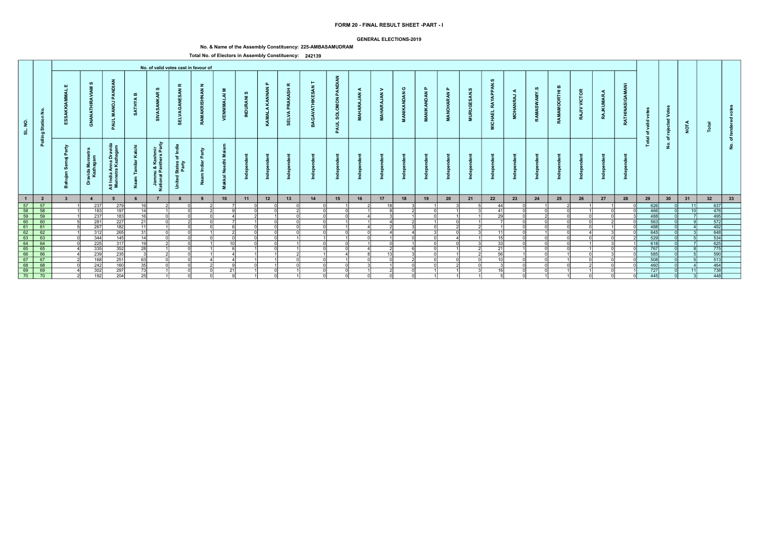# FORM 20 - FINAL RESULT SHEET -PART - I

**GENERAL ELECTIONS-2019**

**No. & Name of the Assembly Constituency: 225-AMBASAMUDRAM**

**Total No. of Electors in Assembly Constituency: 242139**

| SL. NO. | Polling Station No. | No. of valid votes cast in favour of | | | | | | | | | | | | | | | | | | | | | | | | | | Total of valid votes | No. of rejected Votes | NOTA | Total | No. of tendered votes |
|---|---|---|---|---|---|---|---|---|---|---|---|---|---|---|---|---|---|---|---|---|---|---|---|---|---|---|---|---|---|---|---|---|
| | | ESSAKKIAMMAL E | GNANATHIRAVIAM S | PAUL MANOJ PANDIAN | SATHYA B | SIVASANKAR S | SELVAGANESAN R | RAMAKRISHNAN N | VENNIMALAI M | INDURANI S | KAMALA KANNAN P | SELVA PRAKASH R | BAGAVATHIKESAN T | PAUL SOLOMON PANDIAN | MAHARAJAN A | MAHARAJAN V | MANIKANDAN G | MANIKANDAN P | MANOHARAN P | MURUGESAN.S | MICHAEL RAYAPPAN.S | MOHANRAJ A | RAMASWAMY.S | RAMAMOORTHI B | RAJIV VICTOR | RAJKUMAR.A | RATHINASIGAMANI | | | | | |
| | | Bahujan Samaj Party | Dravida Munnetra Kazhagam | All India Anna Dravida Munnetra Kazhagam | Naam Tamilar Katchi | Jammu & Kashmir National Panthers Party | United States of India Party | Naam Indiar Party | Makkal Needhi Maiam | Independent | Independent | Independent | Independent | Independent | Independent | Independent | Independent | Independent | Independent | Independent | Independent | Independent | Independent | Independent | Independent | Independent | Independent | | | | | |
| 1 | 2 | 3 | 4 | 5 | 6 | 7 | 8 | 9 | 10 | 11 | 12 | 13 | 14 | 15 | 16 | 17 | 18 | 19 | 20 | 21 | 22 | 23 | 24 | 25 | 26 | 27 | 28 | 29 | 30 | 31 | 32 | 33 |
| 57 | 57 | 1 | 237 | 279 | 16 | 2 | 0 | 2 | 7 | 0 | 0 | 0 | 0 | 1 | 2 | 18 | 3 | 1 | 3 | 5 | 44 | 0 | 1 | 2 | 1 | 1 | 0 | 626 | 0 | 11 | 637 | |
| 58 | 58 | 1 | 183 | 197 | 14 | 1 | 0 | 2 | 9 | 0 | 0 | 2 | 0 | 0 | 1 | 8 | 2 | 0 | 1 | 3 | 41 | 0 | 0 | 0 | 1 | 0 | 0 | 466 | 0 | 10 | 476 | |
| 59 | 59 | 1 | 237 | 183 | 16 | 0 | 0 | 0 | 4 | 2 | 1 | 0 | 0 | 0 | 4 | 3 | 1 | 0 | 1 | 1 | 29 | 0 | 2 | 0 | 0 | 0 | 3 | 488 | 0 | 7 | 495 | |
| 60 | 60 | 5 | 281 | 227 | 21 | 0 | 2 | 0 | 7 | 1 | 0 | 0 | 0 | 1 | 1 | 4 | 2 | 1 | 0 | 1 | 7 | 0 | 0 | 0 | 0 | 2 | 0 | 563 | 0 | 9 | 572 | |
| 61 | 61 | 5 | 267 | 182 | 11 | 1 | 0 | 0 | 6 | 0 | 0 | 0 | 0 | 1 | 4 | 2 | 3 | 0 | 2 | 2 | 1 | 0 | 0 | 0 | 0 | 1 | 0 | 488 | 0 | 4 | 492 | |
| 62 | 62 | 1 | 312 | 265 | 31 | 0 | 0 | 1 | 2 | 0 | 0 | 0 | 0 | 0 | 0 | 4 | 4 | 3 | 0 | 3 | 11 | 0 | 1 | 0 | 4 | 3 | 0 | 645 | 0 | 3 | 648 | |
| 63 | 63 | 0 | 344 | 145 | 14 | 0 | 0 | 0 | 0 | 0 | 0 | 1 | 1 | 1 | 0 | 1 | 0 | 0 | 4 | 1 | 15 | 0 | 0 | 0 | 0 | 0 | 2 | 529 | 0 | 5 | 534 | |
| 64 | 64 | 0 | 225 | 317 | 19 | 2 | 0 | 1 | 10 | 0 | 0 | 1 | 0 | 0 | 1 | 0 | 1 | 0 | 0 | 3 | 33 | 0 | 0 | 0 | 1 | 3 | 1 | 618 | 0 | 7 | 625 | |
| 65 | 65 | 4 | 335 | 352 | 28 | 1 | 0 | 1 | 6 | 1 | 0 | 1 | 0 | 0 | 4 | 2 | 6 | 0 | 1 | 2 | 21 | 1 | 0 | 0 | 1 | 0 | 0 | 767 | 0 | 8 | 775 | |
| 66 | 66 | 4 | 239 | 235 | 3 | 2 | 0 | 1 | 4 | 1 | 1 | 2 | 1 | 4 | 8 | 13 | 3 | 0 | 1 | 2 | 56 | 1 | 0 | 1 | 0 | 3 | 0 | 585 | 0 | 5 | 590 | |
| 67 | 67 | 2 | 168 | 251 | 63 | 0 | 0 | 4 | 4 | 1 | 1 | 0 | 0 | 1 | 0 | 0 | 2 | 0 | 0 | 0 | 10 | 0 | 0 | 1 | 0 | 0 | 0 | 508 | 0 | 5 | 513 | |
| 68 | 68 | 0 | 242 | 160 | 35 | 0 | 0 | 2 | 9 | 0 | 1 | 0 | 0 | 0 | 3 | 1 | 0 | 0 | 2 | 0 | 3 | 0 | 0 | 0 | 2 | 0 | 0 | 460 | 0 | 4 | 464 | |
| 69 | 69 | 4 | 302 | 297 | 73 | 1 | 0 | 0 | 21 | 1 | 0 | 1 | 0 | 0 | 1 | 2 | 0 | 1 | 1 | 3 | 16 | 0 | 0 | 1 | 1 | 0 | 1 | 727 | 0 | 11 | 738 | |
| 70 | 70 | 2 | 192 | 204 | 25 | 1 | 0 | 0 | 9 | 1 | 0 | 1 | 0 | 0 | 0 | 0 | 0 | 1 | 1 | 1 | 5 | 0 | 1 | 1 | 0 | 0 | 0 | 445 | 0 | 3 | 448 | |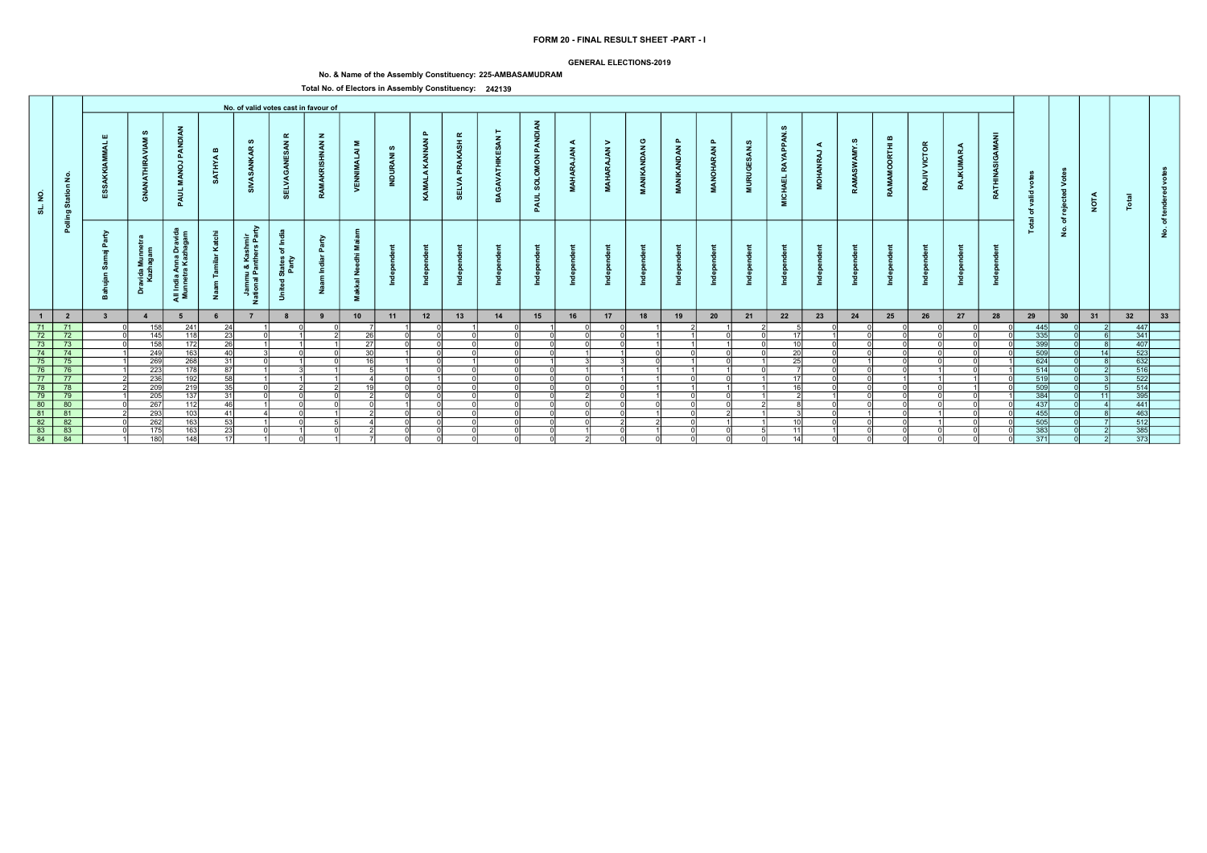# FORM 20 - FINAL RESULT SHEET -PART - I

## GENERAL ELECTIONS-2019

**No. & Name of the Assembly Constituency: 225-AMBASAMUDRAM**

**Total No. of Electors in Assembly Constituency: 242139**

| SL. NO. | Polling Station No. | No. of valid votes cast in favour of | | | | | | | | | | | | | | | | | | | | | | | | | | Total of valid votes | No. of rejected Votes | NOTA | Total | No. of tendered votes |
|---|---|---|---|---|---|---|---|---|---|---|---|---|---|---|---|---|---|---|---|---|---|---|---|---|---|---|---|---|---|---|---|---|
| | | ESSAKKIAMMAL E | GNANATHIRAVIAM S | PAUL MANOJ PANDIAN | SATHYA B | SIVASANKAR S | SELVAGANESAN R | RAMAKRISHNAN N | VENNIMALAI M | INDURANI S | KAMALA KANNAN P | SELVA PRAKASH R | BAGAVATHIKESAN T | PAUL SOLOMON PANDIAN | MAHARAJAN A | MAHARAJAN V | MANIKANDAN G | MANIKANDAN P | MANOHARAN P | MURUGESAN.S | MICHAEL RAYAPPAN.S | MOHANRAJ A | RAMASWAMY.S | RAMAMOORTHI B | RAJIV VICTOR | RAJKUMAR.A | RATHINASIGAMANI | | | | | |
| | | Bahujan Samaj Party | Dravida Munnetra Kazhagam | All India Anna Dravida Munnetra Kazhagam | Naam Tamilar Katchi | Jammu & Kashmir National Panthers Party | United States of India Party | Naam Indiar Party | Makkal Needhi Maiam | Independent | Independent | Independent | Independent | Independent | Independent | Independent | Independent | Independent | Independent | Independent | Independent | Independent | Independent | Independent | Independent | Independent | Independent | | | | | |
| 1 | 2 | 3 | 4 | 5 | 6 | 7 | 8 | 9 | 10 | 11 | 12 | 13 | 14 | 15 | 16 | 17 | 18 | 19 | 20 | 21 | 22 | 23 | 24 | 25 | 26 | 27 | 28 | 29 | 30 | 31 | 32 | 33 |
| 71 | 71 | 0 | 158 | 241 | 24 | 1 | 0 | 0 | 7 | 1 | 0 | 1 | 0 | 1 | 0 | 0 | 1 | 2 | 1 | 2 | 5 | 0 | 0 | 0 | 0 | 0 | 0 | 445 | 0 | 2 | 447 | |
| 72 | 72 | 0 | 145 | 118 | 23 | 0 | 1 | 2 | 26 | 0 | 0 | 0 | 0 | 0 | 0 | 0 | 1 | 1 | 0 | 0 | 17 | 1 | 0 | 0 | 0 | 0 | 0 | 335 | 0 | 6 | 341 | |
| 73 | 73 | 0 | 158 | 172 | 26 | 1 | 1 | 1 | 27 | 0 | 0 | 0 | 0 | 0 | 0 | 0 | 1 | 1 | 1 | 0 | 10 | 0 | 0 | 0 | 0 | 0 | 0 | 399 | 0 | 8 | 407 | |
| 74 | 74 | 1 | 249 | 163 | 40 | 3 | 0 | 0 | 30 | 1 | 0 | 0 | 0 | 0 | 1 | 1 | 0 | 0 | 0 | 0 | 20 | 0 | 0 | 0 | 0 | 0 | 0 | 509 | 0 | 14 | 523 | |
| 75 | 75 | 1 | 269 | 268 | 31 | 0 | 1 | 0 | 16 | 1 | 0 | 1 | 0 | 1 | 3 | 3 | 0 | 1 | 0 | 1 | 25 | 0 | 1 | 0 | 0 | 0 | 1 | 624 | 0 | 8 | 632 | |
| 76 | 76 | 1 | 223 | 178 | 87 | 1 | 3 | 1 | 5 | 1 | 0 | 0 | 0 | 0 | 1 | 1 | 1 | 1 | 1 | 0 | 7 | 0 | 0 | 0 | 1 | 0 | 1 | 514 | 0 | 2 | 516 | |
| 77 | 77 | 2 | 236 | 192 | 58 | 1 | 1 | 1 | 4 | 0 | 1 | 0 | 0 | 0 | 0 | 1 | 1 | 0 | 0 | 0 | 17 | 0 | 0 | 1 | 1 | 1 | 1 | 519 | 0 | 3 | 522 | |
| 78 | 78 | 2 | 209 | 219 | 35 | 0 | 2 | 2 | 19 | 0 | 0 | 0 | 0 | 0 | 0 | 0 | 1 | 1 | 1 | 1 | 16 | 0 | 0 | 0 | 0 | 1 | 0 | 509 | 0 | 5 | 514 | |
| 79 | 79 | 1 | 205 | 137 | 31 | 0 | 0 | 0 | 2 | 0 | 0 | 0 | 0 | 0 | 2 | 0 | 1 | 0 | 0 | 1 | 2 | 1 | 0 | 0 | 0 | 0 | 1 | 384 | 0 | 11 | 395 | |
| 80 | 80 | 0 | 267 | 112 | 46 | 1 | 0 | 0 | 0 | 1 | 0 | 0 | 0 | 0 | 0 | 0 | 0 | 0 | 0 | 2 | 8 | 0 | 0 | 0 | 0 | 0 | 0 | 437 | 0 | 4 | 441 | |
| 81 | 81 | 2 | 293 | 103 | 41 | 4 | 0 | 1 | 2 | 0 | 0 | 0 | 0 | 0 | 0 | 0 | 1 | 0 | 2 | 1 | 3 | 0 | 1 | 0 | 1 | 0 | 0 | 455 | 0 | 8 | 463 | |
| 82 | 82 | 0 | 262 | 163 | 53 | 1 | 0 | 5 | 4 | 0 | 0 | 0 | 0 | 0 | 0 | 2 | 2 | 0 | 1 | 1 | 10 | 0 | 0 | 0 | 1 | 0 | 0 | 505 | 0 | 7 | 512 | |
| 83 | 83 | 0 | 175 | 163 | 23 | 0 | 1 | 0 | 2 | 0 | 0 | 0 | 0 | 0 | 1 | 0 | 1 | 0 | 0 | 5 | 11 | 1 | 0 | 0 | 0 | 0 | 0 | 383 | 0 | 2 | 385 | |
| 84 | 84 | 1 | 180 | 148 | 17 | 1 | 0 | 1 | 7 | 0 | 0 | 0 | 0 | 0 | 2 | 0 | 0 | 0 | 0 | 0 | 14 | 0 | 0 | 0 | 0 | 0 | 0 | 371 | 0 | 2 | 373 | |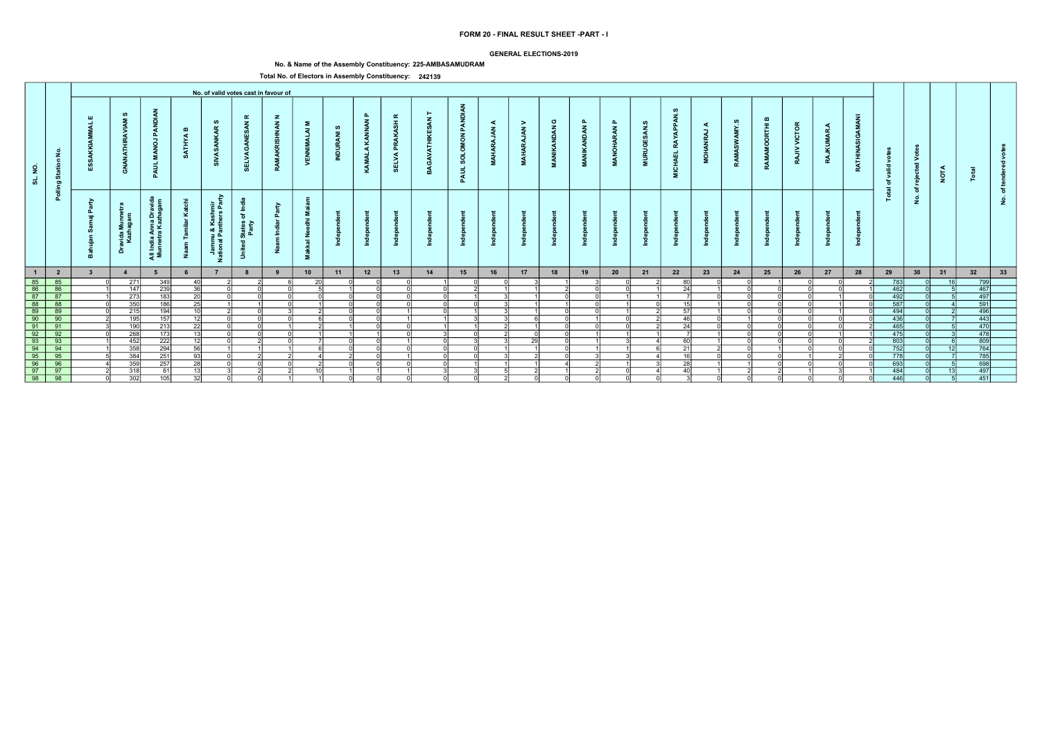# FORM 20 - FINAL RESULT SHEET -PART - I

**GENERAL ELECTIONS-2019**

**No. & Name of the Assembly Constituency: 225-AMBASAMUDRAM**

**Total No. of Electors in Assembly Constituency: 242139**

| SL. NO. | Polling Station No. | No. of valid votes cast in favour of | | | | | | | | | | | | | | | | | | | | | | | | | | Total of valid votes | No. of rejected Votes | NOTA | Total | No. of tendered votes |
|---|---|---|---|---|---|---|---|---|---|---|---|---|---|---|---|---|---|---|---|---|---|---|---|---|---|---|---|---|---|---|---|---|
| | | ESSAKKIAMMAL E | GNANATHIRAVIAM S | PAUL MANOJ PANDIAN | SATHYA B | SIVASANKAR S | SELVAGANESAN R | RAMAKRISHNAN N | VENNIMALAI M | INDURANI S | KAMALA KANNAN P | SELVA PRAKASH R | BAGAVATHIKESAN T | PAUL SOLOMON PANDIAN | MAHARAJAN A | MAHARAJAN V | MANIKANDAN G | MANIKANDAN P | MANOHARAN P | MURUGESAN.S | MICHAEL RAYAPPAN.S | MOHANRAJ A | RAMASWAMY.S | RAMAMOORTHI B | RAJIV VICTOR | RAJKUMAR.A | RATHINASIGAMANI | | | | | |
| | | Bahujan Samaj Party | Dravida Munnetra Kazhagam | All India Anna Dravida Munnetra Kazhagam | Naam Tamilar Katchi | Jammu & Kashmir National Panthers Party | United States of India Party | Naam Indiar Party | Makkal Needhi Maiam | Independent | Independent | Independent | Independent | Independent | Independent | Independent | Independent | Independent | Independent | Independent | Independent | Independent | Independent | Independent | Independent | Independent | Independent | | | | | |
| 1 | 2 | 3 | 4 | 5 | 6 | 7 | 8 | 9 | 10 | 11 | 12 | 13 | 14 | 15 | 16 | 17 | 18 | 19 | 20 | 21 | 22 | 23 | 24 | 25 | 26 | 27 | 28 | 29 | 30 | 31 | 32 | 33 |
| 85 | 85 | 0 | 271 | 349 | 40 | 2 | 2 | 6 | 20 | 0 | 0 | 0 | 1 | 0 | 0 | 3 | 1 | 3 | 0 | 2 | 80 | 0 | 0 | 1 | 0 | 0 | 2 | 783 | 0 | 16 | 799 | |
| 86 | 86 | 1 | 147 | 239 | 36 | 0 | 0 | 0 | 5 | 1 | 0 | 0 | 0 | 2 | 1 | 1 | 2 | 0 | 0 | 1 | 24 | 1 | 0 | 0 | 0 | 0 | 1 | 462 | 0 | 5 | 467 | |
| 87 | 87 | 1 | 273 | 183 | 20 | 0 | 0 | 0 | 0 | 0 | 0 | 0 | 0 | 1 | 3 | 1 | 0 | 0 | 1 | 1 | 7 | 0 | 0 | 0 | 0 | 1 | 0 | 492 | 0 | 5 | 497 | |
| 88 | 88 | 0 | 350 | 186 | 25 | 1 | 1 | 0 | 1 | 0 | 0 | 0 | 0 | 0 | 3 | 1 | 1 | 0 | 1 | 0 | 15 | 1 | 0 | 0 | 0 | 1 | 0 | 587 | 0 | 4 | 591 | |
| 89 | 89 | 0 | 215 | 194 | 10 | 2 | 0 | 3 | 2 | 0 | 0 | 1 | 0 | 1 | 3 | 1 | 0 | 0 | 1 | 2 | 57 | 1 | 0 | 0 | 0 | 1 | 0 | 494 | 0 | 2 | 496 | |
| 90 | 90 | 2 | 195 | 157 | 12 | 0 | 0 | 0 | 6 | 0 | 0 | 1 | 1 | 3 | 3 | 6 | 0 | 1 | 0 | 2 | 46 | 0 | 1 | 0 | 0 | 0 | 0 | 436 | 0 | 7 | 443 | |
| 91 | 91 | 3 | 190 | 213 | 22 | 0 | 0 | 1 | 2 | 1 | 0 | 0 | 1 | 1 | 2 | 1 | 0 | 0 | 0 | 2 | 24 | 0 | 0 | 0 | 0 | 0 | 2 | 465 | 0 | 5 | 470 | |
| 92 | 92 | 0 | 268 | 173 | 13 | 0 | 0 | 0 | 1 | 1 | 1 | 0 | 3 | 0 | 2 | 0 | 0 | 1 | 1 | 1 | 7 | 1 | 0 | 0 | 0 | 1 | 1 | 475 | 0 | 3 | 478 | |
| 93 | 93 | 1 | 452 | 222 | 12 | 0 | 2 | 0 | 7 | 0 | 0 | 1 | 0 | 3 | 3 | 29 | 0 | 1 | 3 | 4 | 60 | 1 | 0 | 0 | 0 | 0 | 2 | 803 | 0 | 6 | 809 | |
| 94 | 94 | 1 | 358 | 294 | 56 | 1 | 1 | 1 | 6 | 0 | 0 | 0 | 0 | 0 | 1 | 1 | 0 | 1 | 1 | 6 | 21 | 2 | 0 | 1 | 0 | 0 | 0 | 752 | 0 | 12 | 764 | |
| 95 | 95 | 5 | 384 | 251 | 93 | 0 | 2 | 2 | 4 | 2 | 0 | 1 | 0 | 0 | 3 | 2 | 0 | 3 | 3 | 4 | 16 | 0 | 0 | 0 | 1 | 2 | 0 | 778 | 0 | 7 | 785 | |
| 96 | 96 | 4 | 359 | 257 | 28 | 0 | 0 | 0 | 2 | 0 | 0 | 0 | 0 | 1 | 1 | 1 | 4 | 2 | 1 | 3 | 28 | 1 | 1 | 0 | 0 | 0 | 0 | 693 | 0 | 5 | 698 | |
| 97 | 97 | 2 | 318 | 61 | 13 | 3 | 2 | 2 | 10 | 1 | 1 | 1 | 3 | 3 | 5 | 2 | 1 | 2 | 0 | 4 | 40 | 1 | 2 | 2 | 1 | 3 | 1 | 484 | 0 | 13 | 497 | |
| 98 | 98 | 0 | 302 | 105 | 32 | 0 | 0 | 1 | 1 | 0 | 0 | 0 | 0 | 0 | 2 | 0 | 0 | 0 | 0 | 0 | 3 | 0 | 0 | 0 | 0 | 0 | 0 | 446 | 0 | 5 | 451 | |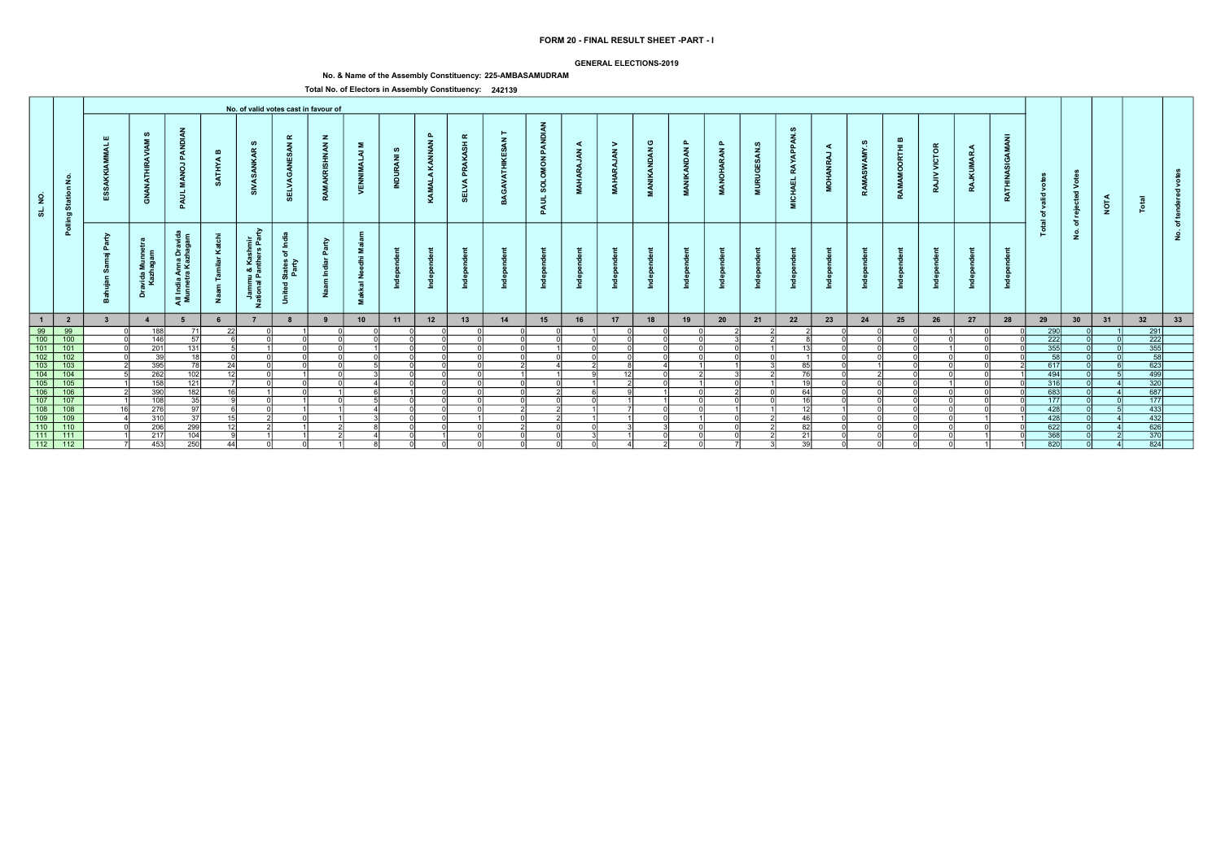# FORM 20 - FINAL RESULT SHEET -PART - I

**GENERAL ELECTIONS-2019**

**No. & Name of the Assembly Constituency: 225-AMBASAMUDRAM**

**Total No. of Electors in Assembly Constituency: 242139**

| SL. NO. | Polling Station No. | No. of valid votes cast in favour of | | | | | | | | | | | | | | | | | | | | | | | | | | Total of valid votes | No. of rejected Votes | NOTA | Total | No. of tendered votes |
|---|---|---|---|---|---|---|---|---|---|---|---|---|---|---|---|---|---|---|---|---|---|---|---|---|---|---|---|---|---|---|---|---|
| | | ESSAKKIAMMAL E | GNANATHIRAVIAM S | PAUL MANOJ PANDIAN | SATHYA B | SIVASANKAR S | SELVAGANESAN R | RAMAKRISHNAN N | VENNIMALAI M | INDURANI S | KAMALA KANNAN P | SELVA PRAKASH R | BAGAVATHIKESAN T | PAUL SOLOMON PANDIAN | MAHARAJAN A | MAHARAJAN V | MANIKANDAN G | MANIKANDAN P | MANOHARAN P | MURUGESAN.S | MICHAEL RAYAPPAN.S | MOHANRAJ A | RAMASWAMY.S | RAMAMOORTHI B | RAJIV VICTOR | RAJKUMAR.A | RATHINASIGAMANI | | | | | |
| | | Bahujan Samaj Party | Dravida Munnetra Kazhagam | All India Anna Dravida Munnetra Kazhagam | Naam Tamilar Katchi | Jammu & Kashmir National Panthers Party | United States of India Party | Naam Indiar Party | Makkal Needhi Maiam | Independent | Independent | Independent | Independent | Independent | Independent | Independent | Independent | Independent | Independent | Independent | Independent | Independent | Independent | Independent | Independent | Independent | Independent | | | | | |
| 1 | 2 | 3 | 4 | 5 | 6 | 7 | 8 | 9 | 10 | 11 | 12 | 13 | 14 | 15 | 16 | 17 | 18 | 19 | 20 | 21 | 22 | 23 | 24 | 25 | 26 | 27 | 28 | 29 | 30 | 31 | 32 | 33 |
| 99 | 99 | 0 | 188 | 71 | 22 | 0 | 1 | 0 | 0 | 0 | 0 | 0 | 0 | 0 | 1 | 0 | 0 | 0 | 2 | 2 | 2 | 0 | 0 | 0 | 1 | 0 | 0 | 290 | 0 | 1 | 291 | |
| 100 | 100 | 0 | 146 | 57 | 6 | 0 | 0 | 0 | 0 | 0 | 0 | 0 | 0 | 0 | 0 | 0 | 0 | 0 | 3 | 2 | 8 | 0 | 0 | 0 | 0 | 0 | 0 | 222 | 0 | 0 | 222 | |
| 101 | 101 | 0 | 201 | 131 | 5 | 1 | 0 | 0 | 1 | 0 | 0 | 0 | 0 | 1 | 0 | 0 | 0 | 0 | 0 | 1 | 13 | 0 | 0 | 0 | 1 | 0 | 0 | 355 | 0 | 0 | 355 | |
| 102 | 102 | 0 | 39 | 18 | 0 | 0 | 0 | 0 | 0 | 0 | 0 | 0 | 0 | 0 | 0 | 0 | 0 | 0 | 0 | 0 | 1 | 0 | 0 | 0 | 0 | 0 | 0 | 58 | 0 | 0 | 58 | |
| 103 | 103 | 2 | 395 | 78 | 24 | 0 | 0 | 0 | 5 | 0 | 0 | 0 | 2 | 4 | 2 | 8 | 4 | 1 | 1 | 3 | 85 | 0 | 1 | 0 | 0 | 0 | 2 | 617 | 0 | 6 | 623 | |
| 104 | 104 | 5 | 262 | 102 | 12 | 0 | 1 | 0 | 3 | 0 | 0 | 0 | 1 | 1 | 9 | 12 | 0 | 2 | 3 | 2 | 76 | 0 | 2 | 0 | 0 | 0 | 1 | 494 | 0 | 5 | 499 | |
| 105 | 105 | 1 | 158 | 121 | 7 | 0 | 0 | 0 | 4 | 0 | 0 | 0 | 0 | 0 | 1 | 2 | 0 | 1 | 0 | 1 | 19 | 0 | 0 | 0 | 1 | 0 | 0 | 316 | 0 | 4 | 320 | |
| 106 | 106 | 2 | 390 | 182 | 16 | 1 | 0 | 1 | 6 | 1 | 0 | 0 | 0 | 2 | 6 | 9 | 1 | 0 | 2 | 0 | 64 | 0 | 0 | 0 | 0 | 0 | 0 | 683 | 0 | 4 | 687 | |
| 107 | 107 | 1 | 108 | 35 | 9 | 0 | 1 | 0 | 5 | 0 | 0 | 0 | 0 | 0 | 0 | 1 | 1 | 0 | 0 | 0 | 16 | 0 | 0 | 0 | 0 | 0 | 0 | 177 | 0 | 0 | 177 | |
| 108 | 108 | 16 | 276 | 97 | 6 | 0 | 1 | 1 | 4 | 0 | 0 | 0 | 2 | 2 | 1 | 7 | 0 | 0 | 1 | 1 | 12 | 1 | 0 | 0 | 0 | 0 | 0 | 428 | 0 | 5 | 433 | |
| 109 | 109 | 4 | 310 | 37 | 15 | 2 | 0 | 1 | 3 | 0 | 0 | 1 | 0 | 2 | 1 | 1 | 0 | 1 | 0 | 2 | 46 | 0 | 0 | 0 | 0 | 1 | 1 | 428 | 0 | 4 | 432 | |
| 110 | 110 | 0 | 206 | 299 | 12 | 2 | 1 | 2 | 8 | 0 | 0 | 0 | 2 | 0 | 0 | 3 | 3 | 0 | 0 | 2 | 82 | 0 | 0 | 0 | 0 | 0 | 0 | 622 | 0 | 4 | 626 | |
| 111 | 111 | 1 | 217 | 104 | 9 | 1 | 1 | 2 | 4 | 0 | 1 | 0 | 0 | 0 | 3 | 1 | 0 | 0 | 0 | 2 | 21 | 0 | 0 | 0 | 0 | 1 | 0 | 368 | 0 | 2 | 370 | |
| 112 | 112 | 7 | 453 | 250 | 44 | 0 | 0 | 1 | 8 | 0 | 0 | 0 | 0 | 0 | 0 | 4 | 2 | 0 | 7 | 3 | 39 | 0 | 0 | 0 | 0 | 1 | 1 | 820 | 0 | 4 | 824 | |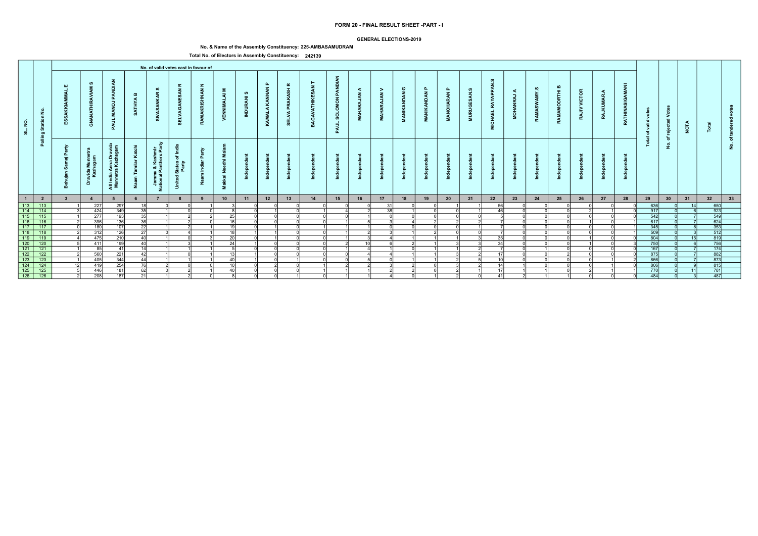# FORM 20 - FINAL RESULT SHEET -PART - I

**GENERAL ELECTIONS-2019**

**No. & Name of the Assembly Constituency: 225-AMBASAMUDRAM**

**Total No. of Electors in Assembly Constituency: 242139**

| SL. NO. | Polling Station No. | No. of valid votes cast in favour of | | | | | | | | | | | | | | | | | | | | | | | | | | Total of valid votes | No. of rejected Votes | NOTA | Total | No. of tendered votes |
|---|---|---|---|---|---|---|---|---|---|---|---|---|---|---|---|---|---|---|---|---|---|---|---|---|---|---|---|---|---|---|---|---|
| | | ESSAKKIAMMAL E | GNANATHIRAVIAM S | PAUL MANOJ PANDIAN | SATHYA B | SIVASANKAR S | SELVAGANESAN R | RAMAKRISHNAN N | VENNIMALAI M | INDURANI S | KAMALA KANNAN P | SELVA PRAKASH R | BAGAVATHIKESAN T | PAUL SOLOMON PANDIAN | MAHARAJAN A | MAHARAJAN V | MANIKANDAN G | MANIKANDAN P | MANOHARAN P | MURUGESAN.S | MICHAEL RAYAPPAN.S | MOHANRAJ A | RAMASWAMY.S | RAMAMOORTHI B | RAJIV VICTOR | RAJKUMAR.A | RATHINASIGAMANI | | | | | |
| | | Bahujan Samaj Party | Dravida Munnetra Kazhagam | All India Anna Dravida Munnetra Kazhagam | Naam Tamilar Katchi | Jammu & Kashmir National Panthers Party | United States of India Party | Naam Indiar Party | Makkal Needhi Maiam | Independent | Independent | Independent | Independent | Independent | Independent | Independent | Independent | Independent | Independent | Independent | Independent | Independent | Independent | Independent | Independent | Independent | Independent | | | | | |
| 1 | 2 | 3 | 4 | 5 | 6 | 7 | 8 | 9 | 10 | 11 | 12 | 13 | 14 | 15 | 16 | 17 | 18 | 19 | 20 | 21 | 22 | 23 | 24 | 25 | 26 | 27 | 28 | 29 | 30 | 31 | 32 | 33 |
| 113 | 113 | 1 | 227 | 297 | 18 | 0 | 0 | 1 | 3 | 0 | 0 | 0 | 0 | 0 | 0 | 31 | 0 | 0 | 1 | 1 | 56 | 0 | 0 | 0 | 0 | 0 | 0 | 636 | 0 | 14 | 650 | |
| 114 | 114 | 3 | 424 | 349 | 35 | 1 | 0 | 0 | 8 | 0 | 1 | 0 | 1 | 4 | 2 | 38 | 1 | 0 | 0 | 1 | 46 | 0 | 0 | 0 | 2 | 1 | 0 | 917 | 0 | 6 | 923 | |
| 115 | 115 | 1 | 277 | 193 | 35 | 1 | 2 | 2 | 25 | 0 | 0 | 0 | 0 | 0 | 1 | 0 | 0 | 0 | 0 | 0 | 5 | 0 | 0 | 0 | 0 | 0 | 0 | 542 | 0 | 7 | 549 | |
| 116 | 116 | 2 | 396 | 136 | 36 | 1 | 2 | 0 | 16 | 0 | 0 | 0 | 0 | 1 | 5 | 3 | 4 | 2 | 2 | 2 | 7 | 0 | 0 | 0 | 1 | 0 | 1 | 617 | 0 | 7 | 624 | |
| 117 | 117 | 0 | 180 | 107 | 22 | 1 | 2 | 1 | 19 | 0 | 1 | 0 | 1 | 1 | 1 | 0 | 0 | 0 | 0 | 1 | 7 | 0 | 0 | 0 | 0 | 0 | 0 | 345 | 0 | 8 | 353 | |
| 118 | 118 | 2 | 312 | 126 | 27 | 0 | 4 | 1 | 18 | 1 | 1 | 0 | 0 | 1 | 2 | 3 | 1 | 2 | 0 | 0 | 7 | 0 | 0 | 0 | 0 | 0 | 1 | 509 | 0 | 3 | 512 | |
| 119 | 119 | 4 | 475 | 210 | 40 | 1 | 0 | 3 | 20 | 0 | 1 | 0 | 0 | 1 | 3 | 4 | 1 | 1 | 1 | 3 | 35 | 0 | 0 | 0 | 1 | 0 | 0 | 804 | 0 | 15 | 819 | |
| 120 | 120 | 5 | 411 | 199 | 40 | 1 | 3 | 1 | 24 | 1 | 0 | 0 | 0 | 2 | 10 | 6 | 2 | 1 | 3 | 3 | 34 | 0 | 0 | 0 | 1 | 0 | 3 | 750 | 0 | 6 | 756 | |
| 121 | 121 | 1 | 85 | 41 | 14 | 1 | 1 | 1 | 5 | 0 | 0 | 0 | 0 | 1 | 4 | 1 | 0 | 1 | 1 | 2 | 7 | 0 | 1 | 0 | 0 | 0 | 0 | 167 | 0 | 7 | 174 | |
| 122 | 122 | 2 | 560 | 221 | 42 | 1 | 0 | 1 | 13 | 1 | 0 | 0 | 0 | 0 | 4 | 4 | 1 | 1 | 3 | 2 | 17 | 0 | 0 | 2 | 0 | 0 | 0 | 875 | 0 | 7 | 882 | |
| 123 | 123 | 1 | 405 | 344 | 44 | 1 | 1 | 1 | 40 | 1 | 0 | 1 | 1 | 0 | 5 | 0 | 1 | 1 | 2 | 5 | 10 | 0 | 0 | 0 | 0 | 1 | 2 | 866 | 0 | 7 | 873 | |
| 124 | 124 | 12 | 419 | 254 | 76 | 2 | 0 | 0 | 10 | 0 | 2 | 0 | 1 | 2 | 2 | 3 | 2 | 0 | 3 | 2 | 14 | 1 | 0 | 0 | 0 | 1 | 0 | 806 | 0 | 9 | 815 | |
| 125 | 125 | 5 | 446 | 181 | 62 | 0 | 2 | 1 | 40 | 0 | 0 | 0 | 1 | 1 | 1 | 2 | 2 | 0 | 2 | 1 | 17 | 1 | 1 | 0 | 2 | 1 | 1 | 770 | 0 | 11 | 781 | |
| 126 | 126 | 2 | 208 | 187 | 21 | 1 | 2 | 0 | 8 | 0 | 0 | 1 | 0 | 1 | 1 | 4 | 0 | 1 | 2 | 0 | 41 | 2 | 1 | 1 | 0 | 0 | 0 | 484 | 0 | 3 | 487 | |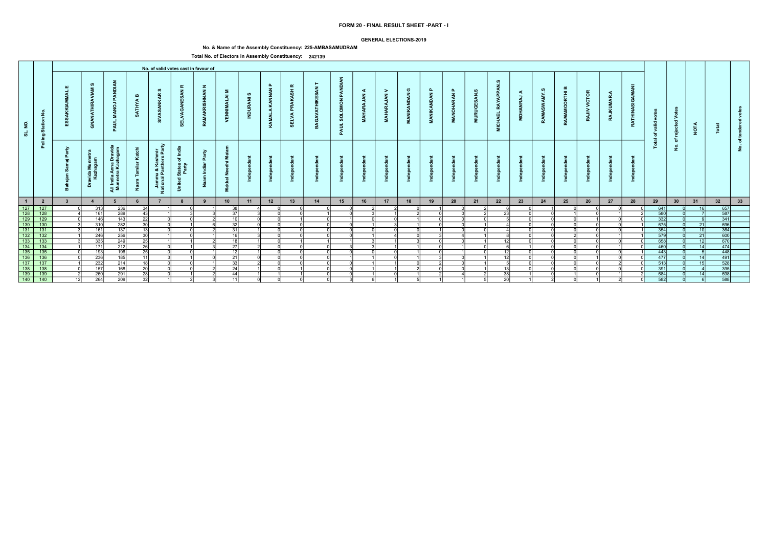# FORM 20 - FINAL RESULT SHEET -PART - I

**GENERAL ELECTIONS-2019**

**No. & Name of the Assembly Constituency: 225-AMBASAMUDRAM**

**Total No. of Electors in Assembly Constituency: 242139**

| SL. NO. | Polling Station No. | No. of valid votes cast in favour of | | | | | | | | | | | | | | | | | | | | | | | | | | Total of valid votes | No. of rejected Votes | NOTA | Total | No. of tendered votes |
|---|---|---|---|---|---|---|---|---|---|---|---|---|---|---|---|---|---|---|---|---|---|---|---|---|---|---|---|---|---|---|---|---|
| | | ESSAKKIAMMAL E | GNANATHIRAVIAM S | PAUL MANOJ PANDIAN | SATHYA B | SIVASANKAR S | SELVAGANESAN R | RAMAKRISHNAN N | VENNIMALAI M | INDURANI S | KAMALA KANNAN P | SELVA PRAKASH R | BAGAVATHIKESAN T | PAUL SOLOMON PANDIAN | MAHARAJAN A | MAHARAJAN V | MANIKANDAN G | MANIKANDAN P | MANOHARAN P | MURUGESAN.S | MICHAEL RAYAPPAN.S | MOHANRAJ A | RAMASWAMY.S | RAMAMOORTHI B | RAJIV VICTOR | RAJKUMAR.A | RATHINASIGAMANI | | | | | |
| | | Bahujan Samaj Party | Dravida Munnetra Kazhagam | All India Anna Dravida Munnetra Kazhagam | Naam Tamilar Katchi | Jammu & Kashmir National Panthers Party | United States of India Party | Naam Indiar Party | Makkal Needhi Maiam | Independent | Independent | Independent | Independent | Independent | Independent | Independent | Independent | Independent | Independent | Independent | Independent | Independent | Independent | Independent | Independent | Independent | Independent | | | | | |
| 1 | 2 | 3 | 4 | 5 | 6 | 7 | 8 | 9 | 10 | 11 | 12 | 13 | 14 | 15 | 16 | 17 | 18 | 19 | 20 | 21 | 22 | 23 | 24 | 25 | 26 | 27 | 28 | 29 | 30 | 31 | 32 | 33 |
| 127 | 127 | 0 | 313 | 236 | 34 | 1 | 0 | 1 | 38 | 4 | 0 | 0 | 0 | 0 | 2 | 2 | 0 | 1 | 0 | 2 | 6 | 0 | 1 | 0 | 0 | 0 | 0 | 641 | 0 | 16 | 657 | |
| 128 | 128 | 4 | 161 | 289 | 43 | 1 | 3 | 3 | 37 | 3 | 0 | 0 | 1 | 0 | 3 | 1 | 2 | 0 | 0 | 2 | 23 | 0 | 0 | 1 | 0 | 1 | 2 | 580 | 0 | 7 | 587 | |
| 129 | 129 | 0 | 146 | 143 | 22 | 0 | 0 | 2 | 10 | 0 | 0 | 1 | 0 | 1 | 0 | 0 | 1 | 0 | 0 | 0 | 5 | 0 | 0 | 0 | 1 | 0 | 0 | 332 | 0 | 9 | 341 | |
| 130 | 130 | 3 | 310 | 282 | 30 | 0 | 1 | 6 | 32 | 0 | 0 | 0 | 0 | 0 | 1 | 3 | 1 | 0 | 0 | 1 | 4 | 0 | 0 | 0 | 0 | 0 | 1 | 675 | 0 | 21 | 696 | |
| 131 | 131 | 3 | 161 | 137 | 13 | 0 | 0 | 2 | 31 | 1 | 0 | 0 | 0 | 0 | 0 | 0 | 0 | 1 | 0 | 0 | 4 | 0 | 0 | 0 | 0 | 0 | 1 | 354 | 0 | 10 | 364 | |
| 132 | 132 | 1 | 246 | 256 | 30 | 1 | 0 | 1 | 16 | 3 | 0 | 0 | 0 | 0 | 1 | 4 | 0 | 3 | 4 | 1 | 8 | 0 | 0 | 2 | 0 | 1 | 1 | 579 | 0 | 21 | 600 | |
| 133 | 133 | 3 | 335 | 249 | 25 | 1 | 1 | 2 | 18 | 1 | 0 | 1 | 1 | 1 | 3 | 1 | 3 | 0 | 0 | 1 | 12 | 0 | 0 | 0 | 0 | 0 | 0 | 658 | 0 | 12 | 670 | |
| 134 | 134 | 1 | 171 | 212 | 26 | 0 | 1 | 3 | 27 | 2 | 0 | 0 | 0 | 3 | 3 | 1 | 1 | 0 | 1 | 0 | 6 | 1 | 0 | 0 | 0 | 0 | 1 | 460 | 0 | 14 | 474 | |
| 135 | 135 | 0 | 193 | 196 | 25 | 0 | 0 | 1 | 12 | 1 | 0 | 0 | 0 | 0 | 0 | 0 | 1 | 0 | 1 | 0 | 12 | 0 | 0 | 0 | 0 | 0 | 1 | 443 | 0 | 5 | 448 | |
| 136 | 136 | 0 | 236 | 185 | 11 | 3 | 1 | 0 | 21 | 0 | 0 | 0 | 0 | 1 | 1 | 0 | 1 | 3 | 0 | 1 | 12 | 0 | 0 | 0 | 1 | 0 | 0 | 477 | 0 | 14 | 491 | |
| 137 | 137 | 1 | 232 | 214 | 18 | 0 | 0 | 1 | 33 | 2 | 0 | 0 | 0 | 0 | 1 | 1 | 0 | 2 | 0 | 1 | 5 | 0 | 0 | 0 | 0 | 2 | 0 | 513 | 0 | 15 | 528 | |
| 138 | 138 | 0 | 157 | 168 | 20 | 0 | 0 | 2 | 24 | 1 | 0 | 1 | 0 | 0 | 1 | 1 | 2 | 0 | 0 | 1 | 13 | 0 | 0 | 0 | 0 | 0 | 0 | 391 | 0 | 4 | 395 | |
| 139 | 139 | 2 | 260 | 291 | 28 | 0 | 1 | 2 | 44 | 1 | 1 | 1 | 0 | 0 | 1 | 0 | 1 | 2 | 4 | 2 | 38 | 1 | 0 | 1 | 0 | 1 | 2 | 684 | 0 | 14 | 698 | |
| 140 | 140 | 12 | 264 | 209 | 32 | 1 | 2 | 3 | 11 | 0 | 0 | 0 | 0 | 3 | 6 | 1 | 5 | 1 | 1 | 5 | 20 | 1 | 2 | 0 | 1 | 2 | 0 | 582 | 0 | 6 | 588 | |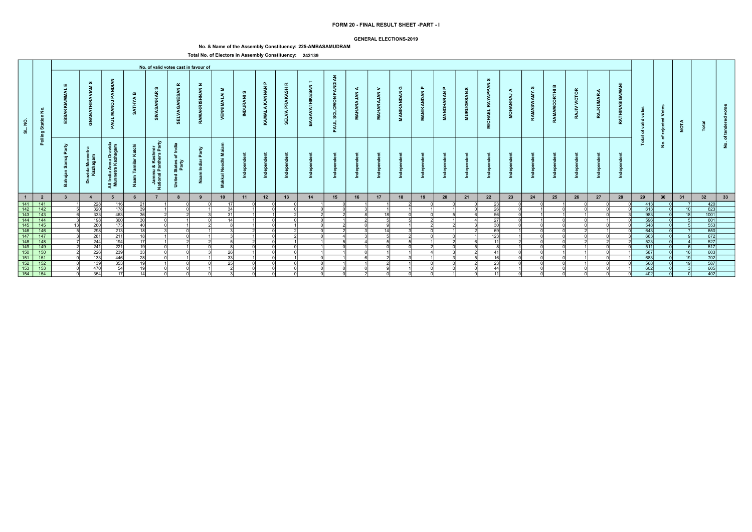# FORM 20 - FINAL RESULT SHEET -PART - I

## GENERAL ELECTIONS-2019

### No. & Name of the Assembly Constituency: 225-AMBASAMUDRAM

### Total No. of Electors in Assembly Constituency: 242139

| SL. NO. | Polling Station No. | No. of valid votes cast in favour of | | | | | | | | | | | | | | | | | | | | | | | | | | Total of valid votes | No. of rejected Votes | NOTA | Total | No. of tendered votes |
|---|---|---|---|---|---|---|---|---|---|---|---|---|---|---|---|---|---|---|---|---|---|---|---|---|---|---|---|---|---|---|---|---|
| | | ESSAKKIAMMAL E | GNANATHIRAVIAM S | PAUL MANOJ PANDIAN | SATHYA B | SIVASANKAR S | SELVAGANESAN R | RAMAKRISHNAN M | VENNIMALAI M | INDURANI S | KAMALA KANNAN P | SELVA PRAKASH R | BAGAVATHIKESAN T | PAUL SOLOMON PANDIAN | MAHARAJAN A | MAHARAJAN V | MANIKANDAN G | MANIKANDAN P | MANOHARAN P | MURUGESAN.S | MICHAEL RAYAPPAN.S | MOHANRAJ A | RAMASWAMY.S | RAMAMOORTHI B | RAJIV VICTOR | RAJKUMAR.A | RATHINASIGAMANI | | | | | |
| | | Bahujan Samaj Party | Dravida Munnetra Kazhagam | All India Anna Dravida Munnetra Kazhagam | Naam Tamilar Katchi | Jammu & Kashmir National Panthers Party | United States of India Party | Naam Indiar Party | Makkal Needhi Maiam | Independent | Independent | Independent | Independent | Independent | Independent | Independent | Independent | Independent | Independent | Independent | Independent | Independent | Independent | Independent | Independent | Independent | Independent | | | | | |
| 1 | 2 | 3 | 4 | 5 | 6 | 7 | 8 | 9 | 10 | 11 | 12 | 13 | 14 | 15 | 16 | 17 | 18 | 19 | 20 | 21 | 22 | 23 | 24 | 25 | 26 | 27 | 28 | 29 | 30 | 31 | 32 | 33 |
| 141 | 141 | 1 | 228 | 116 | 21 | 1 | 0 | 0 | 17 | 0 | 0 | 0 | 1 | 0 | 1 | 1 | 2 | 0 | 0 | 0 | 23 | 0 | 0 | 1 | 0 | 0 | 0 | 413 | 0 | 7 | 420 | |
| 142 | 142 | 5 | 320 | 178 | 39 | 1 | 0 | 1 | 34 | 1 | 0 | 0 | 0 | 0 | 3 | 1 | 1 | 1 | 1 | 0 | 26 | 0 | 1 | 0 | 0 | 0 | 0 | 613 | 0 | 10 | 623 | |
| 143 | 143 | 6 | 333 | 463 | 36 | 2 | 2 | 3 | 31 | 1 | 1 | 2 | 2 | 2 | 8 | 18 | 0 | 0 | 5 | 6 | 56 | 0 | 1 | 1 | 1 | 0 | 3 | 983 | 0 | 18 | 1001 | |
| 144 | 144 | 3 | 198 | 300 | 30 | 0 | 1 | 0 | 14 | 1 | 0 | 0 | 0 | 1 | 2 | 5 | 5 | 2 | 1 | 4 | 27 | 0 | 1 | 0 | 0 | 1 | 0 | 596 | 0 | 5 | 601 | |
| 145 | 145 | 13 | 260 | 173 | 40 | 0 | 1 | 2 | 8 | 1 | 0 | 1 | 0 | 2 | 0 | 9 | 1 | 2 | 2 | 3 | 30 | 0 | 0 | 0 | 0 | 0 | 0 | 548 | 0 | 5 | 553 | |
| 146 | 146 | 5 | 298 | 213 | 18 | 3 | 0 | 1 | 3 | 2 | 0 | 2 | 0 | 2 | 3 | 14 | 3 | 0 | 1 | 2 | 69 | 1 | 0 | 0 | 2 | 1 | 0 | 643 | 0 | 7 | 650 | |
| 147 | 147 | 3 | 281 | 211 | 18 | 1 | 0 | 1 | 3 | 1 | 0 | 2 | 0 | 4 | 3 | 5 | 2 | 0 | 0 | 1 | 123 | 1 | 0 | 0 | 0 | 0 | 3 | 663 | 0 | 9 | 672 | |
| 148 | 148 | 7 | 244 | 194 | 17 | 1 | 2 | 2 | 5 | 2 | 0 | 1 | 1 | 5 | 4 | 5 | 5 | 1 | 2 | 6 | 11 | 2 | 0 | 0 | 2 | 2 | 2 | 523 | 0 | 4 | 527 | |
| 149 | 149 | 2 | 241 | 221 | 19 | 0 | 1 | 0 | 8 | 0 | 0 | 0 | 1 | 0 | 1 | 0 | 0 | 2 | 0 | 5 | 8 | 1 | 0 | 0 | 1 | 0 | 0 | 511 | 0 | 6 | 517 | |
| 150 | 150 | 2 | 226 | 239 | 33 | 0 | 0 | 3 | 26 | 1 | 0 | 0 | 1 | 1 | 0 | 1 | 1 | 4 | 3 | 2 | 41 | 0 | 0 | 1 | 1 | 0 | 1 | 587 | 0 | 16 | 603 | |
| 151 | 151 | 0 | 133 | 446 | 28 | 0 | 1 | 1 | 33 | 1 | 0 | 1 | 0 | 1 | 6 | 2 | 3 | 1 | 3 | 5 | 16 | 0 | 0 | 0 | 1 | 0 | 1 | 683 | 0 | 19 | 702 | |
| 152 | 152 | 0 | 139 | 353 | 19 | 1 | 0 | 0 | 25 | 0 | 0 | 0 | 0 | 1 | 1 | 2 | 1 | 0 | 0 | 2 | 23 | 0 | 0 | 0 | 1 | 0 | 0 | 568 | 0 | 19 | 587 | |
| 153 | 153 | 0 | 470 | 54 | 19 | 0 | 0 | 1 | 2 | 0 | 0 | 0 | 0 | 0 | 0 | 9 | 1 | 0 | 0 | 0 | 44 | 1 | 0 | 0 | 0 | 0 | 1 | 602 | 0 | 3 | 605 | |
| 154 | 154 | 0 | 354 | 17 | 14 | 0 | 0 | 0 | 3 | 0 | 0 | 0 | 0 | 0 | 2 | 0 | 0 | 0 | 1 | 0 | 11 | 0 | 0 | 0 | 0 | 0 | 0 | 402 | 0 | 0 | 402 | |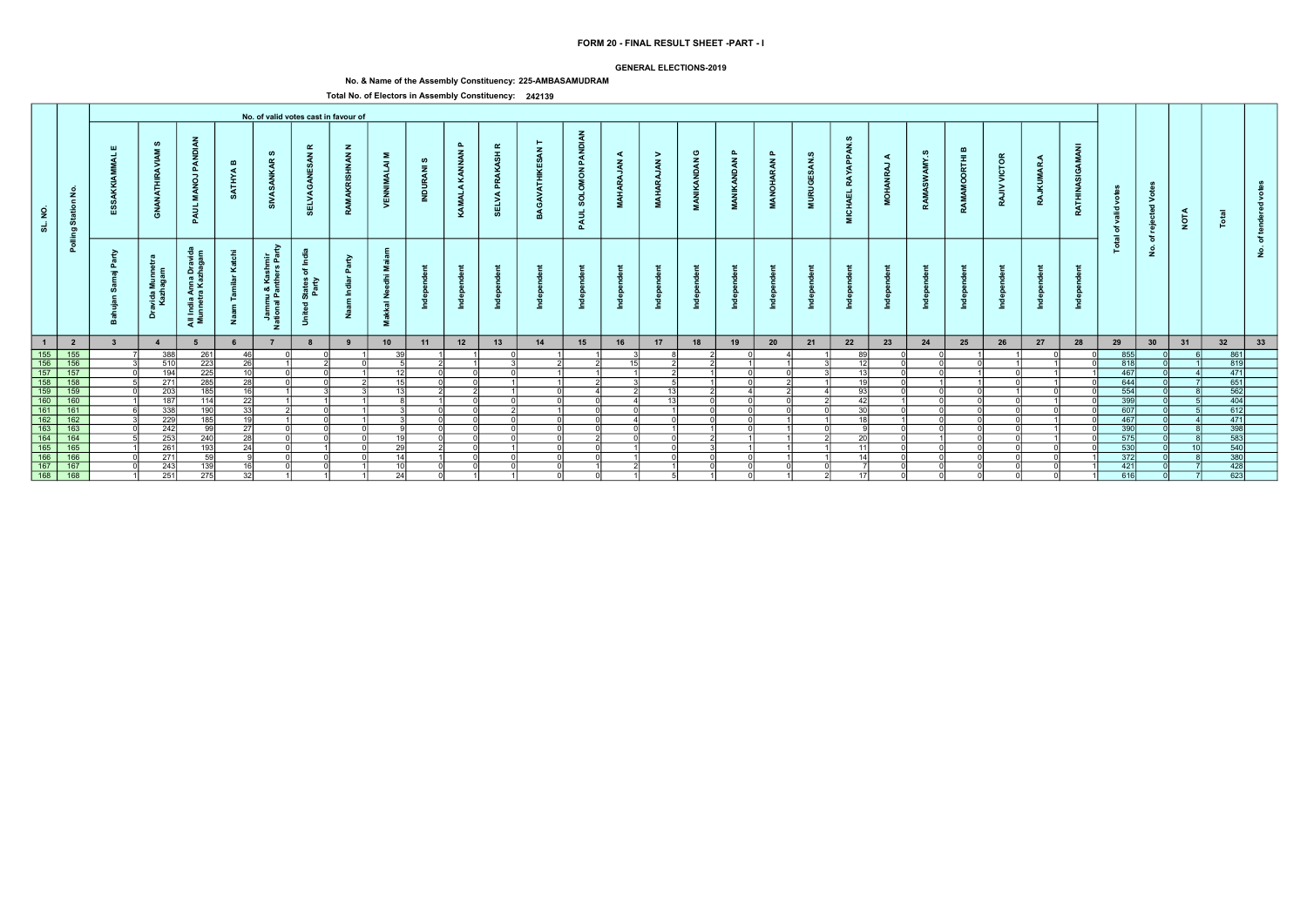# FORM 20 - FINAL RESULT SHEET -PART - I

**GENERAL ELECTIONS-2019**

**No. & Name of the Assembly Constituency: 225-AMBASAMUDRAM**

**Total No. of Electors in Assembly Constituency: 242139**

| SL. NO. | Polling Station No. | No. of valid votes cast in favour of | | | | | | | | | | | | | | | | | | | | | | | | | | Total of valid votes | No. of rejected Votes | NOTA | Total | No. of tendered votes |
|---|---|---|---|---|---|---|---|---|---|---|---|---|---|---|---|---|---|---|---|---|---|---|---|---|---|---|---|---|---|---|---|---|
| | | ESSAKKIAMMAL E | GNANATHIRAVIAM S | PAUL MANOJ PANDIAN | SATHYA B | SIVASANKAR S | SELVAGANESAN R | RAMAKRISHNAN N | VENNIMALAI M | INDURANI S | KAMALA KANNAN P | SELVA PRAKASH R | BAGAVATHIKESAN T | PAUL SOLOMON PANDIAN | MAHARAJAN A | MAHARAJAN V | MANIKANDAN G | MANIKANDAN P | MANOHARAN P | MURUGESAN.S | MICHAEL RAYAPPAN.S | MOHANRAJ A | RAMASWAMY.S | RAMAMOORTHI B | RAJIV VICTOR | RAJKUMAR.A | RATHINASIGAMANI | | | | | |
| | | Bahujan Samaj Party | Dravida Munnetra Kazhagam | All India Anna Dravida Munnetra Kazhagam | Naam Tamilar Katchi | Jammu & Kashmir National Panthers Party | United States of India Party | Naam Indiar Party | Makkal Needhi Maiam | Independent | Independent | Independent | Independent | Independent | Independent | Independent | Independent | Independent | Independent | Independent | Independent | Independent | Independent | Independent | Independent | Independent | Independent | | | | | |
| 1 | 2 | 3 | 4 | 5 | 6 | 7 | 8 | 9 | 10 | 11 | 12 | 13 | 14 | 15 | 16 | 17 | 18 | 19 | 20 | 21 | 22 | 23 | 24 | 25 | 26 | 27 | 28 | 29 | 30 | 31 | 32 | 33 |
| 155 | 155 | 7 | 388 | 261 | 46 | 0 | 0 | 1 | 39 | 1 | 1 | 0 | 1 | 1 | 3 | 8 | 2 | 0 | 4 | 1 | 89 | 0 | 0 | 1 | 1 | 0 | 0 | 855 | 0 | 6 | 861 | |
| 156 | 156 | 3 | 510 | 223 | 26 | 1 | 2 | 0 | 5 | 2 | 1 | 3 | 2 | 2 | 15 | 2 | 2 | 1 | 1 | 3 | 12 | 0 | 0 | 0 | 1 | 1 | 0 | 818 | 0 | 1 | 819 | |
| 157 | 157 | 0 | 194 | 225 | 10 | 0 | 0 | 1 | 12 | 0 | 0 | 0 | 1 | 1 | 1 | 2 | 1 | 0 | 0 | 3 | 13 | 0 | 0 | 1 | 0 | 1 | 1 | 467 | 0 | 4 | 471 | |
| 158 | 158 | 5 | 271 | 285 | 28 | 0 | 0 | 2 | 15 | 0 | 0 | 1 | 1 | 2 | 3 | 5 | 1 | 0 | 2 | 1 | 19 | 0 | 1 | 1 | 0 | 1 | 0 | 644 | 0 | 7 | 651 | |
| 159 | 159 | 0 | 203 | 185 | 16 | 1 | 3 | 3 | 13 | 2 | 2 | 1 | 0 | 4 | 2 | 13 | 2 | 4 | 2 | 4 | 93 | 0 | 0 | 0 | 1 | 0 | 0 | 554 | 0 | 8 | 562 | |
| 160 | 160 | 1 | 187 | 114 | 22 | 1 | 1 | 1 | 8 | 1 | 0 | 0 | 0 | 0 | 4 | 13 | 0 | 0 | 0 | 2 | 42 | 1 | 0 | 0 | 0 | 1 | 0 | 399 | 0 | 5 | 404 | |
| 161 | 161 | 6 | 338 | 190 | 33 | 2 | 0 | 1 | 3 | 0 | 0 | 2 | 1 | 0 | 0 | 1 | 0 | 0 | 0 | 0 | 30 | 0 | 0 | 0 | 0 | 0 | 0 | 607 | 0 | 5 | 612 | |
| 162 | 162 | 3 | 229 | 185 | 19 | 1 | 0 | 1 | 3 | 0 | 0 | 0 | 0 | 0 | 4 | 0 | 0 | 0 | 1 | 1 | 18 | 1 | 0 | 0 | 0 | 1 | 0 | 467 | 0 | 4 | 471 | |
| 163 | 163 | 0 | 242 | 99 | 27 | 0 | 0 | 0 | 9 | 0 | 0 | 0 | 0 | 0 | 0 | 1 | 1 | 0 | 1 | 0 | 9 | 0 | 0 | 0 | 0 | 1 | 0 | 390 | 0 | 8 | 398 | |
| 164 | 164 | 5 | 253 | 240 | 28 | 0 | 0 | 0 | 19 | 0 | 0 | 0 | 0 | 2 | 0 | 0 | 2 | 1 | 1 | 2 | 20 | 0 | 1 | 0 | 0 | 1 | 0 | 575 | 0 | 8 | 583 | |
| 165 | 165 | 1 | 261 | 193 | 24 | 0 | 1 | 0 | 29 | 2 | 0 | 1 | 0 | 0 | 1 | 0 | 3 | 1 | 1 | 1 | 11 | 0 | 0 | 0 | 0 | 0 | 0 | 530 | 0 | 10 | 540 | |
| 166 | 166 | 0 | 271 | 59 | 9 | 0 | 0 | 0 | 14 | 1 | 0 | 0 | 0 | 0 | 1 | 0 | 0 | 0 | 1 | 1 | 14 | 0 | 0 | 0 | 0 | 0 | 1 | 372 | 0 | 8 | 380 | |
| 167 | 167 | 0 | 243 | 139 | 16 | 0 | 0 | 1 | 10 | 0 | 0 | 0 | 0 | 1 | 2 | 1 | 0 | 0 | 0 | 0 | 7 | 0 | 0 | 0 | 0 | 0 | 1 | 421 | 0 | 7 | 428 | |
| 168 | 168 | 1 | 251 | 275 | 32 | 1 | 1 | 1 | 24 | 0 | 1 | 1 | 0 | 0 | 1 | 5 | 1 | 0 | 1 | 2 | 17 | 0 | 0 | 0 | 0 | 0 | 1 | 616 | 0 | 7 | 623 | |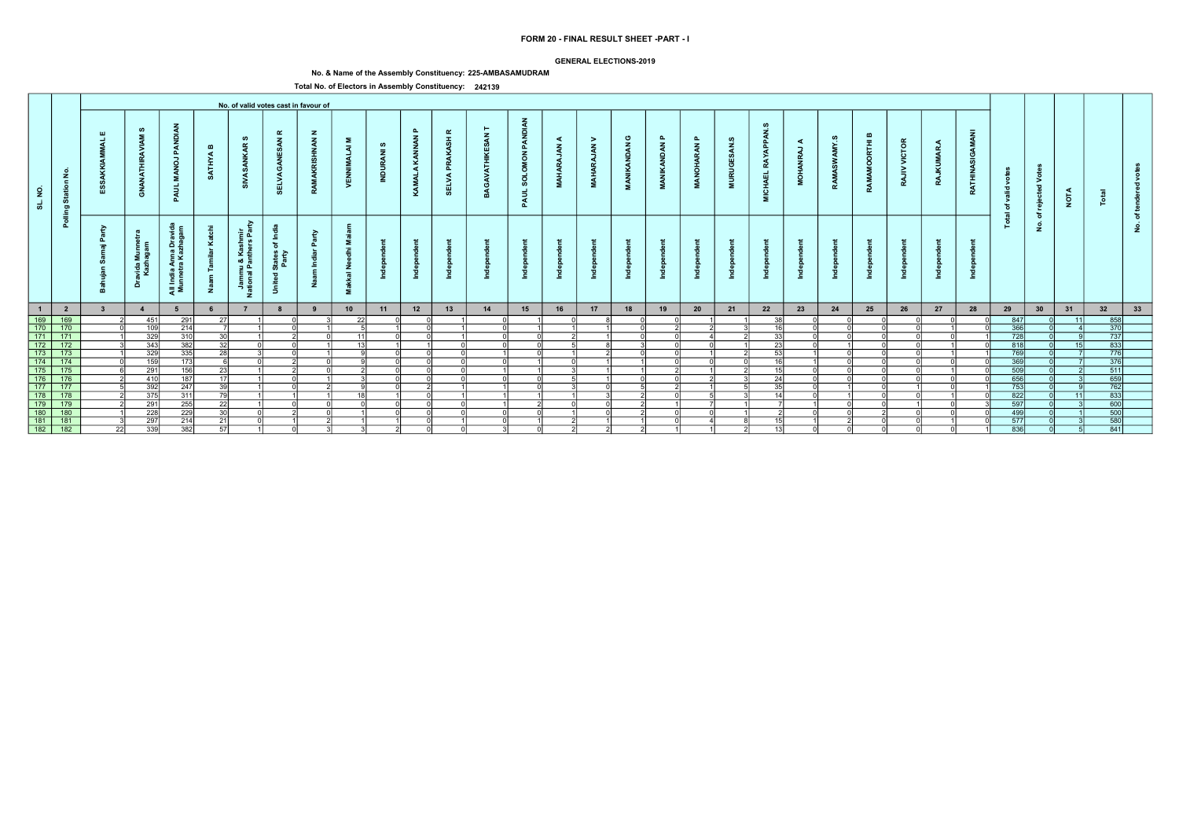# FORM 20 - FINAL RESULT SHEET -PART - I

## GENERAL ELECTIONS-2019

**No. & Name of the Assembly Constituency: 225-AMBASAMUDRAM**

**Total No. of Electors in Assembly Constituency: 242139**

| SL. NO. | Polling Station No. | No. of valid votes cast in favour of | | | | | | | | | | | | | | | | | | | | | | | | | | Total of valid votes | No. of rejected Votes | NOTA | Total | No. of tendered votes |
|---|---|---|---|---|---|---|---|---|---|---|---|---|---|---|---|---|---|---|---|---|---|---|---|---|---|---|---|---|---|---|---|---|
| | | ESSAKKIAMMAL E | GNANATHIRAVIAM S | PAUL MANOJ PANDIAN | SATHYA B | SIVASANKAR S | SELVAGANESAN R | RAMAKRISHNAN N | VENNIMALAI M | INDURANI S | KAMALA KANNAN P | SELVA PRAKASH R | BAGAVATHIKESAN T | PAUL SOLOMON PANDIAN | MAHARAJAN A | MAHARAJAN V | MANIKANDAN G | MANIKANDAN P | MANOHARAN P | MURUGESAN.S | MICHAEL RAYAPPAN.S | MOHANRAJ A | RAMASWAMY.S | RAMAMOORTHI B | RAJIV VICTOR | RAJKUMAR.A | RATHINASIGAMANI | | | | | |
| | | Bahujan Samaj Party | Dravida Munnetra Kazhagam | All India Anna Dravida Munnetra Kazhagam | Naam Tamilar Katchi | Jammu & Kashmir National Panthers Party | United States of India Party | Naam Indiar Party | Makkal Needhi Maiam | Independent | Independent | Independent | Independent | Independent | Independent | Independent | Independent | Independent | Independent | Independent | Independent | Independent | Independent | Independent | Independent | Independent | Independent | | | | | |
| 1 | 2 | 3 | 4 | 5 | 6 | 7 | 8 | 9 | 10 | 11 | 12 | 13 | 14 | 15 | 16 | 17 | 18 | 19 | 20 | 21 | 22 | 23 | 24 | 25 | 26 | 27 | 28 | 29 | 30 | 31 | 32 | 33 |
| 169 | 169 | 2 | 451 | 291 | 27 | 1 | 0 | 3 | 22 | 0 | 0 | 1 | 0 | 1 | 0 | 8 | 0 | 0 | 1 | 1 | 38 | 0 | 0 | 0 | 0 | 0 | 0 | 847 | 0 | 11 | 858 | |
| 170 | 170 | 0 | 109 | 214 | 7 | 1 | 0 | 1 | 5 | 1 | 0 | 1 | 0 | 1 | 1 | 1 | 0 | 2 | 2 | 3 | 16 | 0 | 0 | 0 | 0 | 1 | 0 | 366 | 0 | 4 | 370 | |
| 171 | 171 | 1 | 329 | 310 | 30 | 1 | 2 | 0 | 11 | 0 | 0 | 1 | 0 | 0 | 2 | 1 | 0 | 0 | 4 | 2 | 33 | 0 | 0 | 0 | 0 | 0 | 1 | 728 | 0 | 9 | 737 | |
| 172 | 172 | 3 | 343 | 382 | 32 | 0 | 0 | 1 | 13 | 1 | 1 | 0 | 0 | 0 | 5 | 8 | 3 | 0 | 0 | 1 | 23 | 0 | 1 | 0 | 0 | 1 | 0 | 818 | 0 | 15 | 833 | |
| 173 | 173 | 1 | 329 | 335 | 28 | 3 | 0 | 1 | 9 | 0 | 0 | 0 | 1 | 0 | 1 | 2 | 0 | 0 | 1 | 2 | 53 | 1 | 0 | 0 | 0 | 1 | 1 | 769 | 0 | 7 | 776 | |
| 174 | 174 | 0 | 159 | 173 | 6 | 0 | 2 | 0 | 9 | 0 | 0 | 0 | 0 | 1 | 0 | 1 | 1 | 0 | 0 | 0 | 16 | 1 | 0 | 0 | 0 | 0 | 0 | 369 | 0 | 7 | 376 | |
| 175 | 175 | 6 | 291 | 156 | 23 | 1 | 2 | 0 | 2 | 0 | 0 | 0 | 1 | 1 | 3 | 1 | 1 | 2 | 1 | 2 | 15 | 0 | 0 | 0 | 0 | 1 | 0 | 509 | 0 | 2 | 511 | |
| 176 | 176 | 2 | 410 | 187 | 17 | 1 | 0 | 1 | 3 | 0 | 0 | 0 | 0 | 0 | 5 | 1 | 0 | 0 | 2 | 3 | 24 | 0 | 0 | 0 | 0 | 0 | 0 | 656 | 0 | 3 | 659 | |
| 177 | 177 | 5 | 392 | 247 | 39 | 1 | 0 | 2 | 9 | 0 | 2 | 1 | 1 | 0 | 3 | 0 | 5 | 2 | 1 | 5 | 35 | 0 | 1 | 0 | 1 | 0 | 1 | 753 | 0 | 9 | 762 | |
| 178 | 178 | 2 | 375 | 311 | 79 | 1 | 1 | 1 | 18 | 1 | 0 | 1 | 1 | 1 | 1 | 3 | 2 | 0 | 5 | 3 | 14 | 0 | 1 | 0 | 0 | 1 | 0 | 822 | 0 | 11 | 833 | |
| 179 | 179 | 2 | 291 | 255 | 22 | 1 | 0 | 0 | 0 | 0 | 0 | 0 | 1 | 2 | 0 | 0 | 2 | 1 | 7 | 1 | 7 | 1 | 0 | 0 | 1 | 0 | 3 | 597 | 0 | 3 | 600 | |
| 180 | 180 | 1 | 228 | 229 | 30 | 0 | 2 | 0 | 1 | 0 | 0 | 0 | 0 | 0 | 1 | 0 | 2 | 0 | 0 | 1 | 2 | 0 | 0 | 2 | 0 | 0 | 0 | 499 | 0 | 1 | 500 | |
| 181 | 181 | 3 | 297 | 214 | 21 | 0 | 1 | 2 | 1 | 1 | 0 | 1 | 0 | 1 | 2 | 1 | 1 | 0 | 4 | 8 | 15 | 1 | 2 | 0 | 0 | 1 | 0 | 577 | 0 | 3 | 580 | |
| 182 | 182 | 22 | 339 | 382 | 57 | 1 | 0 | 3 | 3 | 2 | 0 | 0 | 3 | 0 | 2 | 2 | 2 | 1 | 1 | 2 | 13 | 0 | 0 | 0 | 0 | 0 | 1 | 836 | 0 | 5 | 841 | |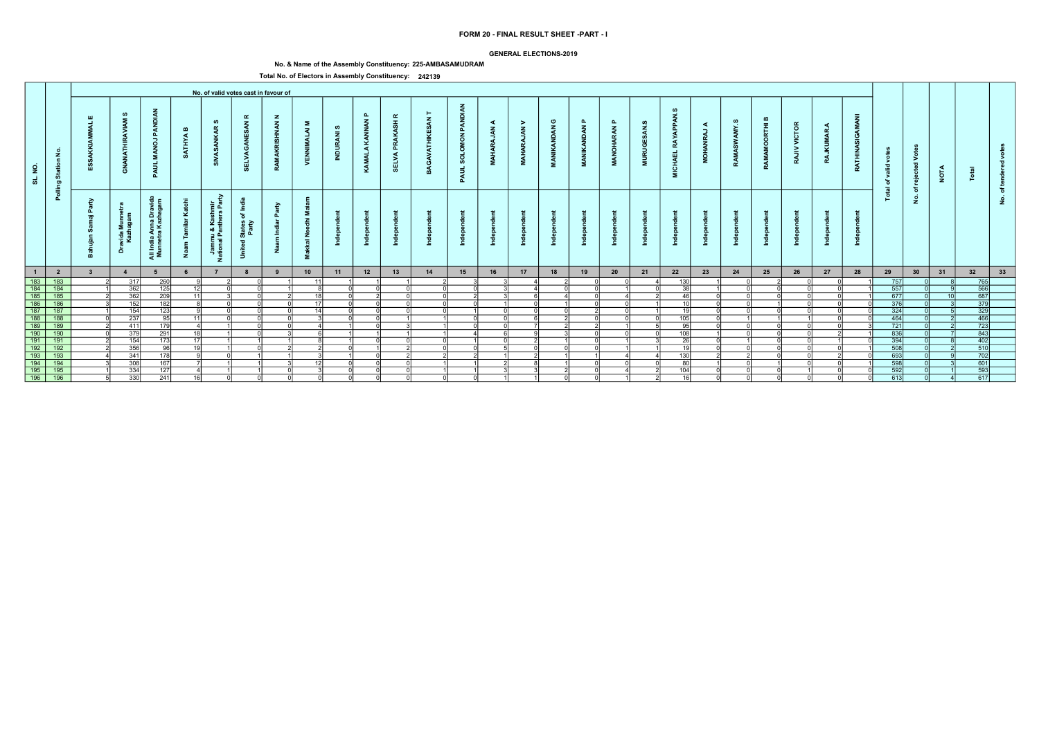# FORM 20 - FINAL RESULT SHEET -PART - I

**GENERAL ELECTIONS-2019**

**No. & Name of the Assembly Constituency: 225-AMBASAMUDRAM**

**Total No. of Electors in Assembly Constituency: 242139**

| SL. NO. | Polling Station No. | No. of valid votes cast in favour of | | | | | | | | | | | | | | | | | | | | | | | | | | Total of valid votes | No. of rejected Votes | NOTA | Total | No. of tendered votes |
|---|---|---|---|---|---|---|---|---|---|---|---|---|---|---|---|---|---|---|---|---|---|---|---|---|---|---|---|---|---|---|---|---|
| | | ESSAKKIAMMAL E | GNANATHIRAVIAM S | PAUL MANOJ PANDIAN | SATHYA B | SIVASANKAR S | SELVAGANESAN R | RAMAKRISHNAN N | VENNIMALAI M | INDURANI S | KAMALA KANNAN P | SELVA PRAKASH R | BAGAVATHIKESAN T | PAUL SOLOMON PANDIAN | MAHARAJAN A | MAHARAJAN V | MANIKANDAN G | MANIKANDAN P | MANOHARAN P | MURUGESAN.S | MICHAEL RAYAPPAN.S | MOHANRAJ A | RAMASWAMY.S | RAMAMOORTHI B | RAJIV VICTOR | RAJKUMAR.A | RATHINASIGAMANI | | | | | |
| | | Bahujan Samaj Party | Dravida Munnetra Kazhagam | All India Anna Dravida Munnetra Kazhagam | Naam Tamilar Katchi | Jammu & Kashmir National Panthers Party | United States of India Party | Naam Indiar Party | Makkal Needhi Maiam | Independent | Independent | Independent | Independent | Independent | Independent | Independent | Independent | Independent | Independent | Independent | Independent | Independent | Independent | Independent | Independent | Independent | Independent | | | | | |
| 1 | 2 | 3 | 4 | 5 | 6 | 7 | 8 | 9 | 10 | 11 | 12 | 13 | 14 | 15 | 16 | 17 | 18 | 19 | 20 | 21 | 22 | 23 | 24 | 25 | 26 | 27 | 28 | 29 | 30 | 31 | 32 | 33 |
| 183 | 183 | 2 | 317 | 260 | 9 | 2 | 0 | 1 | 11 | 1 | 1 | 1 | 2 | 3 | 3 | 4 | 2 | 0 | 0 | 4 | 130 | 1 | 0 | 2 | 0 | 0 | 1 | 757 | 0 | 8 | 765 | |
| 184 | 184 | 1 | 362 | 125 | 12 | 0 | 0 | 1 | 8 | 0 | 0 | 0 | 0 | 0 | 3 | 4 | 0 | 0 | 1 | 0 | 38 | 1 | 0 | 0 | 0 | 0 | 1 | 557 | 0 | 9 | 566 | |
| 185 | 185 | 2 | 362 | 209 | 11 | 3 | 0 | 2 | 18 | 0 | 2 | 0 | 0 | 2 | 3 | 6 | 4 | 0 | 4 | 2 | 46 | 0 | 0 | 0 | 0 | 0 | 1 | 677 | 0 | 10 | 687 | |
| 186 | 186 | 3 | 152 | 182 | 8 | 0 | 0 | 0 | 17 | 0 | 0 | 0 | 0 | 0 | 1 | 0 | 1 | 0 | 0 | 1 | 10 | 0 | 0 | 1 | 0 | 0 | 0 | 376 | 0 | 3 | 379 | |
| 187 | 187 | 1 | 154 | 123 | 9 | 0 | 0 | 0 | 14 | 0 | 0 | 0 | 0 | 1 | 0 | 0 | 0 | 2 | 0 | 1 | 19 | 0 | 0 | 0 | 0 | 0 | 0 | 324 | 0 | 5 | 329 | |
| 188 | 188 | 0 | 237 | 95 | 11 | 0 | 0 | 0 | 3 | 0 | 0 | 1 | 1 | 0 | 0 | 6 | 2 | 0 | 0 | 0 | 105 | 0 | 1 | 1 | 1 | 0 | 0 | 464 | 0 | 2 | 466 | |
| 189 | 189 | 2 | 411 | 179 | 4 | 1 | 0 | 0 | 4 | 1 | 0 | 3 | 1 | 0 | 0 | 7 | 2 | 2 | 1 | 5 | 95 | 0 | 0 | 0 | 0 | 0 | 3 | 721 | 0 | 2 | 723 | |
| 190 | 190 | 0 | 379 | 291 | 18 | 1 | 0 | 3 | 6 | 1 | 1 | 1 | 1 | 4 | 6 | 9 | 3 | 0 | 0 | 0 | 108 | 1 | 0 | 0 | 0 | 2 | 1 | 836 | 0 | 7 | 843 | |
| 191 | 191 | 2 | 154 | 173 | 17 | 1 | 1 | 1 | 8 | 1 | 0 | 0 | 0 | 1 | 0 | 2 | 1 | 0 | 1 | 3 | 26 | 0 | 1 | 0 | 0 | 1 | 0 | 394 | 0 | 8 | 402 | |
| 192 | 192 | 2 | 356 | 96 | 19 | 1 | 0 | 2 | 2 | 0 | 1 | 2 | 0 | 0 | 5 | 0 | 0 | 0 | 1 | 1 | 19 | 0 | 0 | 0 | 0 | 0 | 1 | 508 | 0 | 2 | 510 | |
| 193 | 193 | 4 | 341 | 178 | 9 | 0 | 1 | 1 | 3 | 1 | 0 | 2 | 2 | 2 | 1 | 2 | 1 | 1 | 4 | 4 | 130 | 2 | 2 | 0 | 0 | 2 | 0 | 693 | 0 | 9 | 702 | |
| 194 | 194 | 3 | 308 | 167 | 7 | 1 | 1 | 3 | 12 | 0 | 0 | 0 | 1 | 1 | 2 | 8 | 1 | 0 | 0 | 0 | 80 | 1 | 0 | 1 | 0 | 0 | 1 | 598 | 0 | 3 | 601 | |
| 195 | 195 | 1 | 334 | 127 | 4 | 1 | 1 | 0 | 3 | 0 | 0 | 0 | 1 | 1 | 3 | 3 | 2 | 0 | 4 | 2 | 104 | 0 | 0 | 0 | 1 | 0 | 0 | 592 | 0 | 1 | 593 | |
| 196 | 196 | 5 | 330 | 241 | 16 | 0 | 0 | 0 | 0 | 0 | 0 | 0 | 0 | 0 | 1 | 1 | 0 | 0 | 1 | 2 | 16 | 0 | 0 | 0 | 0 | 0 | 0 | 613 | 0 | 4 | 617 | |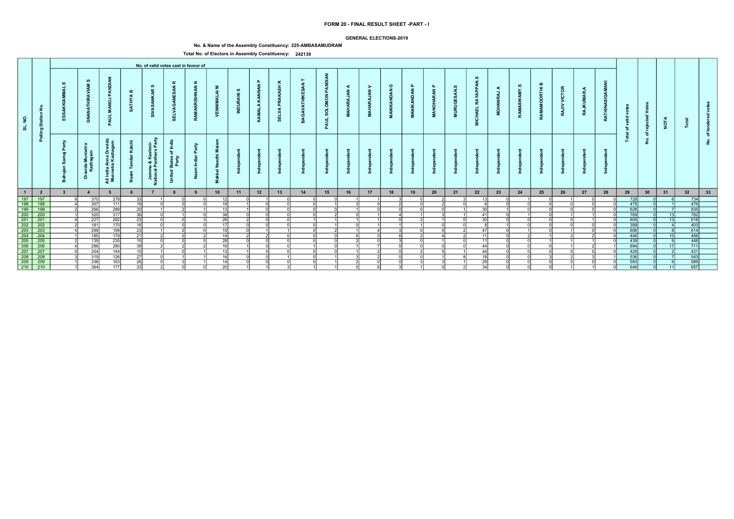# FORM 20 - FINAL RESULT SHEET -PART - I

**GENERAL ELECTIONS-2019**

**No. & Name of the Assembly Constituency: 225-AMBASAMUDRAM**

**Total No. of Electors in Assembly Constituency: 242139**

| SL. NO. | Polling Station No. | No. of valid votes cast in favour of | | | | | | | | | | | | | | | | | | | | | | | | | | Total of valid votes | No. of rejected Votes | NOTA | Total | No. of tendered votes |
|---|---|---|---|---|---|---|---|---|---|---|---|---|---|---|---|---|---|---|---|---|---|---|---|---|---|---|---|---|---|---|---|---|
| | | ESSAKKIAMMAL E | GNANATHIRAVIAM S | PAUL MANOJ PANDIAN | SATHYA B | SIVASANKAR S | SELVAGANESAN R | RAMAKRISHNAN N | VENNIMALAI M | INDURANI S | KAMALA KANNAN P | SELVA PRAKASH R | BAGAVATHIKESAN T | PAUL SOLOMON PANDIAN | MAHARAJAN A | MAHARAJAN V | MANIKANDAN G | MANIKANDAN P | MANOHARAN P | MURUGESAN.S | MICHAEL RAYAPPAN.S | MOHANRAJ A | RAMASWAMY.S | RAMAMOORTHI B | RAJIV VICTOR | RAJKUMAR.A | RATHINASIGAMANI | | | | | |
| | | Bahujan Samaj Party | Dravida Munnetra Kazhagam | All India Anna Dravida Munnetra Kazhagam | Naam Tamilar Katchi | Jammu & Kashmir National Panthers Party | United States of India Party | Naam Indiar Party | Makkal Needhi Maiam | Independent | Independent | Independent | Independent | Independent | Independent | Independent | Independent | Independent | Independent | Independent | Independent | Independent | Independent | Independent | Independent | Independent | Independent | | | | | |
| 1 | 2 | 3 | 4 | 5 | 6 | 7 | 8 | 9 | 10 | 11 | 12 | 13 | 14 | 15 | 16 | 17 | 18 | 19 | 20 | 21 | 22 | 23 | 24 | 25 | 26 | 27 | 28 | 29 | 30 | 31 | 32 | 33 |
| 197 | 197 | 8 | 370 | 278 | 33 | 1 | 0 | 0 | 12 | 0 | 1 | 0 | 0 | 0 | 1 | 1 | 3 | 0 | 2 | 3 | 13 | 0 | 1 | 0 | 1 | 0 | 0 | 728 | 0 | 6 | 734 | |
| 198 | 198 | 4 | 307 | 111 | 19 | 0 | 0 | 0 | 19 | 1 | 0 | 0 | 0 | 1 | 3 | 0 | 2 | 0 | 2 | 0 | 6 | 0 | 0 | 0 | 0 | 0 | 0 | 475 | 0 | 1 | 476 | |
| 199 | 199 | 2 | 266 | 289 | 20 | 1 | 2 | 1 | 13 | 1 | 0 | 0 | 0 | 0 | 1 | 0 | 0 | 0 | 0 | 1 | 30 | 1 | 0 | 0 | 0 | 0 | 0 | 628 | 0 | 7 | 635 | |
| 200 | 200 | 1 | 320 | 317 | 36 | 0 | 1 | 0 | 38 | 0 | 0 | 0 | 0 | 2 | 0 | 1 | 4 | 1 | 3 | 1 | 41 | 0 | 1 | 0 | 1 | 1 | 0 | 769 | 0 | 13 | 782 | |
| 201 | 201 | 4 | 227 | 282 | 23 | 0 | 0 | 3 | 26 | 2 | 0 | 0 | 1 | 1 | 1 | 1 | 0 | 2 | 1 | 0 | 30 | 0 | 0 | 0 | 0 | 1 | 0 | 605 | 0 | 13 | 618 | |
| 202 | 202 | 2 | 181 | 170 | 16 | 0 | 0 | 0 | 17 | 0 | 0 | 0 | 0 | 1 | 0 | 1 | 1 | 1 | 0 | 0 | 8 | 1 | 0 | 0 | 0 | 0 | 0 | 399 | 0 | 4 | 403 | |
| 203 | 203 | 4 | 299 | 199 | 23 | 1 | 2 | 0 | 15 | 0 | 1 | 1 | 0 | 2 | 1 | 4 | 3 | 0 | 0 | 2 | 47 | 0 | 1 | 0 | 1 | 0 | 0 | 606 | 0 | 8 | 614 | |
| 204 | 204 | 1 | 185 | 179 | 21 | 2 | 0 | 2 | 14 | 2 | 2 | 0 | 0 | 0 | 6 | 0 | 6 | 2 | 4 | 2 | 11 | 0 | 2 | 1 | 2 | 2 | 0 | 446 | 0 | 10 | 456 | |
| 205 | 205 | 2 | 139 | 235 | 15 | 0 | 0 | 0 | 28 | 0 | 0 | 0 | 0 | 0 | 2 | 0 | 3 | 0 | 1 | 0 | 11 | 0 | 0 | 1 | 1 | 1 | 0 | 439 | 0 | 9 | 448 | |
| 206 | 206 | 4 | 286 | 280 | 39 | 2 | 2 | 2 | 16 | 1 | 0 | 0 | 1 | 0 | 1 | 7 | 5 | 0 | 0 | 0 | 44 | 0 | 0 | 0 | 1 | 2 | 1 | 694 | 0 | 17 | 711 | |
| 207 | 207 | 0 | 204 | 144 | 10 | 1 | 0 | 1 | 13 | 1 | 0 | 0 | 0 | 0 | 1 | 2 | 0 | 2 | 5 | 1 | 44 | 0 | 0 | 0 | 0 | 0 | 0 | 429 | 0 | 2 | 431 | |
| 208 | 208 | 3 | 319 | 126 | 27 | 0 | 1 | 1 | 16 | 0 | 0 | 1 | 0 | 1 | 3 | 2 | 0 | 0 | 1 | 8 | 18 | 0 | 0 | 3 | 2 | 3 | 1 | 536 | 0 | 7 | 543 | |
| 209 | 209 | 1 | 336 | 163 | 26 | 0 | 3 | 1 | 14 | 0 | 0 | 0 | 0 | 1 | 2 | 0 | 0 | 3 | 3 | 1 | 29 | 0 | 0 | 0 | 0 | 0 | 0 | 583 | 0 | 6 | 589 | |
| 210 | 210 | 1 | 364 | 177 | 22 | 2 | 0 | 1 | 20 | 1 | 1 | 3 | 1 | 1 | 5 | 6 | 3 | 1 | 0 | 2 | 34 | 0 | 0 | 0 | 1 | 1 | 0 | 646 | 0 | 11 | 657 | |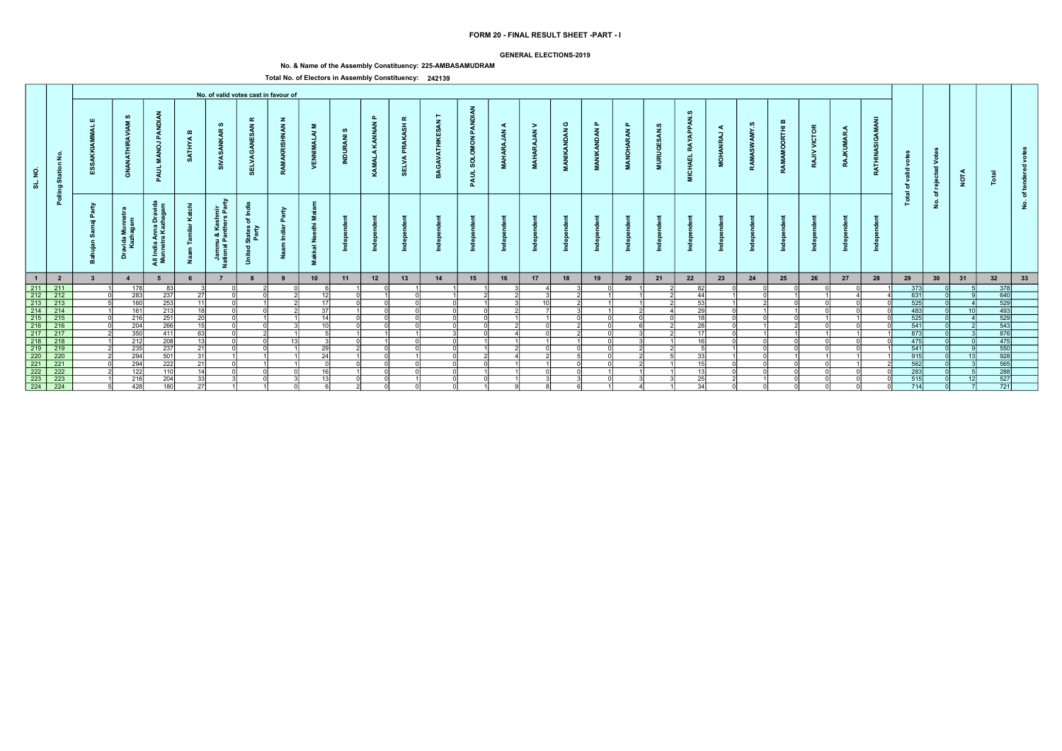# FORM 20 - FINAL RESULT SHEET -PART - I

## GENERAL ELECTIONS-2019

### No. & Name of the Assembly Constituency: 225-AMBASAMUDRAM

### Total No. of Electors in Assembly Constituency: 242139

| SL. NO. | Polling Station No. | No. of valid votes cast in favour of | | | | | | | | | | | | | | | | | | | | | | | | | | Total of valid votes | No. of rejected Votes | NOTA | Total | No. of tendered votes |
|---|---|---|---|---|---|---|---|---|---|---|---|---|---|---|---|---|---|---|---|---|---|---|---|---|---|---|---|---|---|---|---|---|
| | | ESSAKKIAMMAL E | GNANATHIRAVIAM S | PAUL MANOJ PANDIAN | SATHYA B | SIVASANKAR S | SELVAGANESAN R | RAMAKRISHNAN N | VENNIMALAI M | INDURANI S | KAMALA KANNAN P | SELVA PRAKASH R | BAGAVATHIKESAN T | PAUL SOLOMON PANDIAN | MAHARAJAN A | MAHARAJAN V | MANIKANDAN G | MANIKANDAN P | MANOHARAN P | MURUGESAN.S | MICHAEL RAYAPPAN.S | MOHANRAJ A | RAMASWAMY.S | RAMAMOORTHI B | RAJIV VICTOR | RAJKUMAR.A | RATHINASIGAMANI | | | | | |
| | | Bahujan Samaj Party | Dravida Munnetra Kazhagam | All India Anna Dravida Munnetra Kazhagam | Naam Tamilar Katchi | Jammu & Kashmir National Panthers Party | United States of India Party | Naam Indiar Party | Makkal Needhi Maiam | Independent | Independent | Independent | Independent | Independent | Independent | Independent | Independent | Independent | Independent | Independent | Independent | Independent | Independent | Independent | Independent | Independent | Independent | | | | | |
| 1 | 2 | 3 | 4 | 5 | 6 | 7 | 8 | 9 | 10 | 11 | 12 | 13 | 14 | 15 | 16 | 17 | 18 | 19 | 20 | 21 | 22 | 23 | 24 | 25 | 26 | 27 | 28 | 29 | 30 | 31 | 32 | 33 |
| 211 | 211 | 1 | 178 | 83 | 3 | 0 | 2 | 0 | 6 | 1 | 0 | 1 | 1 | 1 | 3 | 4 | 3 | 0 | 1 | 2 | 82 | 0 | 0 | 0 | 0 | 0 | 1 | 373 | 0 | 5 | 378 | |
| 212 | 212 | 0 | 283 | 237 | 27 | 0 | 0 | 2 | 12 | 0 | 1 | 0 | 1 | 2 | 2 | 3 | 2 | 1 | 1 | 2 | 44 | 1 | 0 | 1 | 1 | 4 | 4 | 631 | 0 | 9 | 640 | |
| 213 | 213 | 5 | 160 | 253 | 11 | 0 | 1 | 2 | 17 | 0 | 0 | 0 | 0 | 1 | 3 | 10 | 2 | 1 | 1 | 2 | 53 | 1 | 2 | 0 | 0 | 0 | 0 | 525 | 0 | 4 | 529 | |
| 214 | 214 | 1 | 161 | 213 | 18 | 0 | 0 | 2 | 37 | 1 | 0 | 0 | 0 | 0 | 2 | 7 | 3 | 1 | 2 | 4 | 29 | 0 | 1 | 1 | 0 | 0 | 0 | 483 | 0 | 10 | 493 | |
| 215 | 215 | 0 | 216 | 251 | 20 | 0 | 1 | 1 | 14 | 0 | 0 | 0 | 0 | 0 | 1 | 1 | 0 | 0 | 0 | 0 | 18 | 0 | 0 | 0 | 1 | 1 | 0 | 525 | 0 | 4 | 529 | |
| 216 | 216 | 0 | 204 | 266 | 15 | 0 | 0 | 3 | 10 | 0 | 0 | 0 | 0 | 0 | 2 | 0 | 2 | 0 | 6 | 2 | 28 | 0 | 1 | 2 | 0 | 0 | 0 | 541 | 0 | 2 | 543 | |
| 217 | 217 | 2 | 350 | 411 | 63 | 0 | 2 | 1 | 5 | 1 | 1 | 1 | 3 | 0 | 4 | 0 | 2 | 0 | 3 | 2 | 17 | 0 | 1 | 1 | 1 | 1 | 1 | 873 | 0 | 3 | 876 | |
| 218 | 218 | 1 | 212 | 208 | 13 | 0 | 0 | 13 | 3 | 0 | 1 | 0 | 0 | 1 | 1 | 1 | 1 | 0 | 3 | 1 | 16 | 0 | 0 | 0 | 0 | 0 | 0 | 475 | 0 | 0 | 475 | |
| 219 | 219 | 2 | 235 | 237 | 21 | 0 | 0 | 1 | 29 | 2 | 0 | 0 | 0 | 1 | 2 | 0 | 0 | 0 | 2 | 2 | 5 | 1 | 0 | 0 | 0 | 0 | 1 | 541 | 0 | 9 | 550 | |
| 220 | 220 | 2 | 294 | 501 | 31 | 1 | 1 | 1 | 24 | 1 | 0 | 1 | 0 | 2 | 4 | 2 | 5 | 0 | 2 | 5 | 33 | 1 | 0 | 1 | 1 | 1 | 1 | 915 | 0 | 13 | 928 | |
| 221 | 221 | 0 | 294 | 222 | 21 | 0 | 1 | 1 | 0 | 0 | 0 | 0 | 0 | 0 | 1 | 1 | 0 | 0 | 2 | 1 | 15 | 0 | 0 | 0 | 0 | 1 | 2 | 562 | 0 | 3 | 565 | |
| 222 | 222 | 2 | 122 | 110 | 14 | 0 | 0 | 0 | 16 | 1 | 0 | 0 | 0 | 1 | 1 | 0 | 0 | 1 | 1 | 1 | 13 | 0 | 0 | 0 | 0 | 0 | 0 | 283 | 0 | 5 | 288 | |
| 223 | 223 | 1 | 216 | 204 | 33 | 3 | 0 | 3 | 13 | 0 | 0 | 1 | 0 | 0 | 1 | 3 | 3 | 0 | 3 | 3 | 25 | 2 | 1 | 0 | 0 | 0 | 0 | 515 | 0 | 12 | 527 | |
| 224 | 224 | 5 | 428 | 180 | 27 | 1 | 1 | 0 | 6 | 2 | 0 | 0 | 0 | 1 | 9 | 8 | 6 | 1 | 4 | 1 | 34 | 0 | 0 | 0 | 0 | 0 | 0 | 714 | 0 | 7 | 721 | |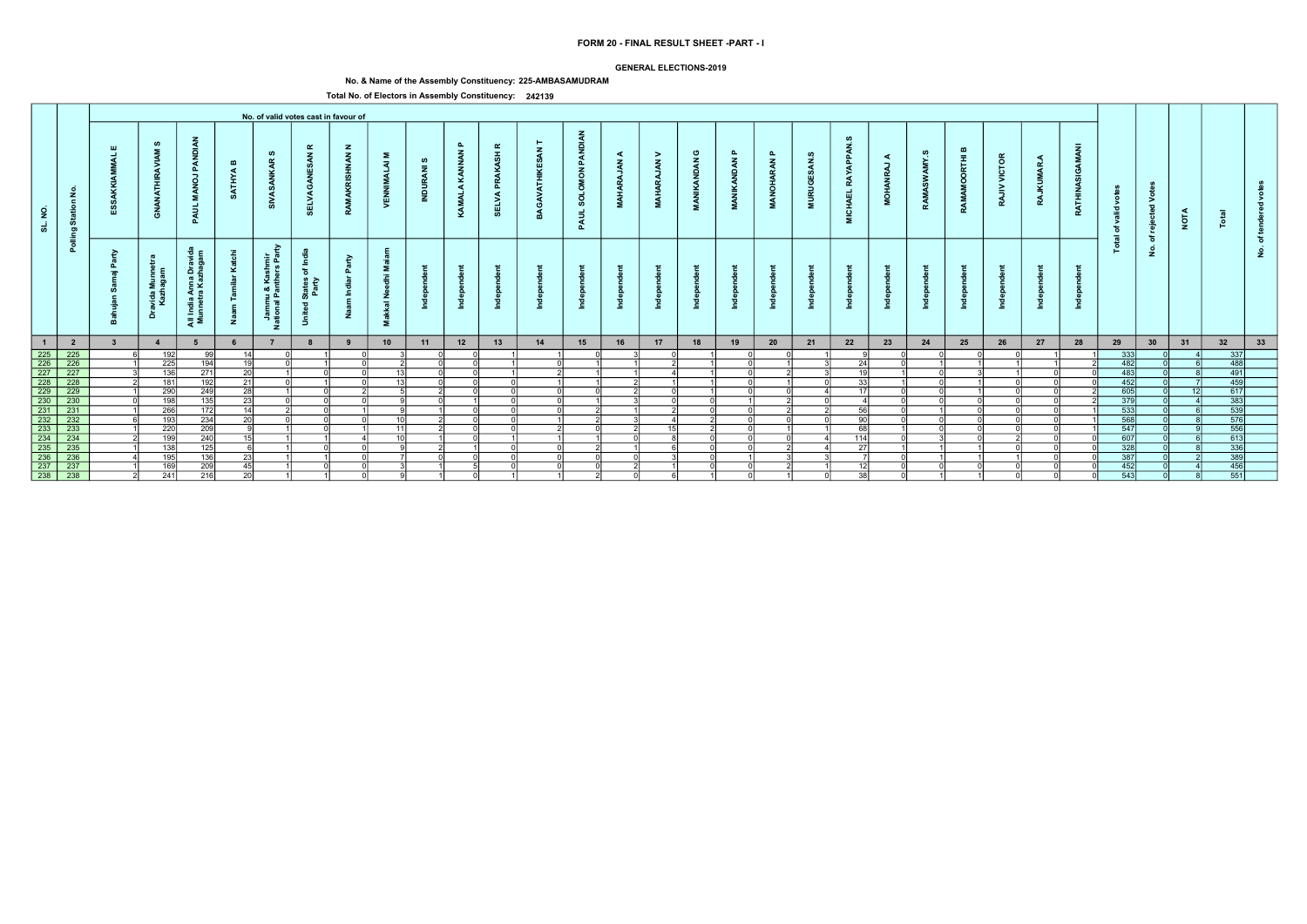# FORM 20 - FINAL RESULT SHEET -PART - I

## GENERAL ELECTIONS-2019

**No. & Name of the Assembly Constituency: 225-AMBASAMUDRAM**

**Total No. of Electors in Assembly Constituency: 242139**

| SL. NO. | Polling Station No. | No. of valid votes cast in favour of | | | | | | | | | | | | | | | | | | | | | | | | | | Total of valid votes | No. of rejected Votes | NOTA | Total | No. of tendered votes |
|---|---|---|---|---|---|---|---|---|---|---|---|---|---|---|---|---|---|---|---|---|---|---|---|---|---|---|---|---|---|---|---|---|
| | | ESSAKKIAMMAL E | GNANATHIRAVIAM S | PAUL MANOJ PANDIAN | SATHYA B | SIVASANKAR S | SELVAGANESAN R | RAMAKRISHNAN N | VENNIMALAI M | INDURANI S | KAMALA KANNAN P | SELVA PRAKASH R | BAGAVATHIKESAN T | PAUL SOLOMON PANDIAN | MAHARAJAN A | MAHARAJAN V | MANIKANDAN G | MANIKANDAN P | MANOHARAN P | MURUGESAN.S | MICHAEL RAYAPPAN.S | MOHANRAJ A | RAMASWAMY.S | RAMAMOORTHI B | RAJIV VICTOR | RAJKUMAR.A | RATHINASIGAMANI | | | | | |
| | | Bahujan Samaj Party | Dravida Munnetra Kazhagam | All India Anna Dravida Munnetra Kazhagam | Naam Tamilar Katchi | Jammu & Kashmir National Panthers Party | United States of India Party | Naam Indiar Party | Makkal Needhi Maiam | Independent | Independent | Independent | Independent | Independent | Independent | Independent | Independent | Independent | Independent | Independent | Independent | Independent | Independent | Independent | Independent | Independent | Independent | | | | | |
| 1 | 2 | 3 | 4 | 5 | 6 | 7 | 8 | 9 | 10 | 11 | 12 | 13 | 14 | 15 | 16 | 17 | 18 | 19 | 20 | 21 | 22 | 23 | 24 | 25 | 26 | 27 | 28 | 29 | 30 | 31 | 32 | 33 |
| 225 | 225 | 6 | 192 | 99 | 14 | 0 | 1 | 0 | 3 | 0 | 0 | 1 | 1 | 0 | 3 | 0 | 1 | 0 | 0 | 1 | 9 | 0 | 0 | 0 | 0 | 1 | 1 | 333 | 0 | 4 | 337 | |
| 226 | 226 | 1 | 225 | 194 | 19 | 0 | 1 | 0 | 2 | 0 | 0 | 1 | 0 | 1 | 1 | 2 | 1 | 0 | 1 | 3 | 24 | 0 | 1 | 1 | 1 | 1 | 2 | 482 | 0 | 6 | 488 | |
| 227 | 227 | 3 | 136 | 271 | 20 | 1 | 0 | 0 | 13 | 0 | 0 | 1 | 2 | 1 | 1 | 4 | 1 | 0 | 2 | 3 | 19 | 1 | 0 | 3 | 1 | 0 | 0 | 483 | 0 | 8 | 491 | |
| 228 | 228 | 2 | 181 | 192 | 21 | 0 | 1 | 0 | 13 | 0 | 0 | 0 | 1 | 1 | 2 | 1 | 1 | 0 | 1 | 0 | 33 | 1 | 0 | 1 | 0 | 0 | 0 | 452 | 0 | 7 | 459 | |
| 229 | 229 | 1 | 290 | 249 | 28 | 1 | 0 | 2 | 5 | 2 | 0 | 0 | 0 | 0 | 2 | 0 | 1 | 0 | 0 | 4 | 17 | 0 | 0 | 1 | 0 | 0 | 2 | 605 | 0 | 12 | 617 | |
| 230 | 230 | 0 | 198 | 135 | 23 | 0 | 0 | 0 | 9 | 0 | 1 | 0 | 0 | 1 | 3 | 0 | 0 | 1 | 2 | 0 | 4 | 0 | 0 | 0 | 0 | 0 | 2 | 379 | 0 | 4 | 383 | |
| 231 | 231 | 1 | 266 | 172 | 14 | 2 | 0 | 1 | 9 | 1 | 0 | 0 | 0 | 2 | 1 | 2 | 0 | 0 | 2 | 2 | 56 | 0 | 1 | 0 | 0 | 0 | 1 | 533 | 0 | 6 | 539 | |
| 232 | 232 | 6 | 193 | 234 | 20 | 0 | 0 | 0 | 10 | 2 | 0 | 0 | 1 | 2 | 3 | 4 | 2 | 0 | 0 | 0 | 90 | 0 | 0 | 0 | 0 | 0 | 1 | 568 | 0 | 8 | 576 | |
| 233 | 233 | 1 | 220 | 209 | 9 | 1 | 0 | 1 | 11 | 2 | 0 | 0 | 2 | 0 | 2 | 15 | 2 | 0 | 1 | 1 | 68 | 1 | 0 | 0 | 0 | 0 | 1 | 547 | 0 | 9 | 556 | |
| 234 | 234 | 2 | 199 | 240 | 15 | 1 | 1 | 4 | 10 | 1 | 0 | 1 | 1 | 1 | 0 | 8 | 0 | 0 | 0 | 4 | 114 | 0 | 3 | 0 | 2 | 0 | 0 | 607 | 0 | 6 | 613 | |
| 235 | 235 | 1 | 138 | 125 | 6 | 1 | 0 | 0 | 9 | 2 | 1 | 0 | 0 | 2 | 1 | 6 | 0 | 0 | 2 | 4 | 27 | 1 | 1 | 1 | 0 | 0 | 0 | 328 | 0 | 8 | 336 | |
| 236 | 236 | 4 | 195 | 136 | 23 | 1 | 1 | 0 | 7 | 0 | 0 | 0 | 0 | 0 | 0 | 3 | 0 | 1 | 3 | 3 | 7 | 0 | 1 | 1 | 1 | 0 | 0 | 387 | 0 | 2 | 389 | |
| 237 | 237 | 1 | 169 | 209 | 45 | 1 | 0 | 0 | 3 | 1 | 5 | 0 | 0 | 0 | 2 | 1 | 0 | 0 | 2 | 1 | 12 | 0 | 0 | 0 | 0 | 0 | 0 | 452 | 0 | 4 | 456 | |
| 238 | 238 | 2 | 241 | 216 | 20 | 1 | 1 | 0 | 9 | 1 | 0 | 1 | 1 | 2 | 0 | 6 | 1 | 0 | 1 | 0 | 38 | 0 | 1 | 1 | 0 | 0 | 0 | 543 | 0 | 8 | 551 | |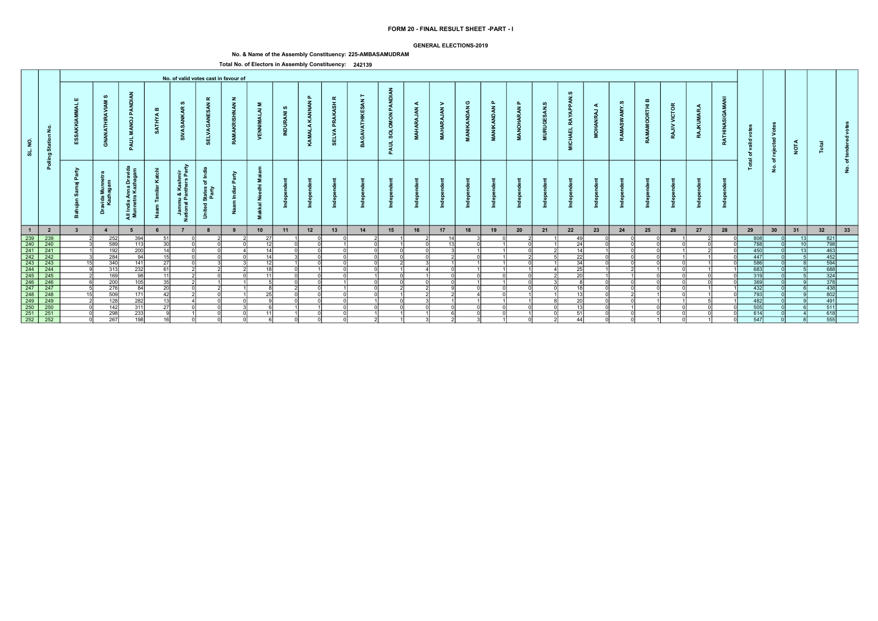# FORM 20 - FINAL RESULT SHEET -PART - I

**GENERAL ELECTIONS-2019**

**No. & Name of the Assembly Constituency: 225-AMBASAMUDRAM**

**Total No. of Electors in Assembly Constituency: 242139**

| SL. NO. | Polling Station No. | No. of valid votes cast in favour of | | | | | | | | | | | | | | | | | | | | | | | | | | Total of valid votes | No. of rejected Votes | NOTA | Total | No. of tendered votes |
|---|---|---|---|---|---|---|---|---|---|---|---|---|---|---|---|---|---|---|---|---|---|---|---|---|---|---|---|---|---|---|---|---|
| | | ESSAKKIAMMAL E | GNANATHIRAVIAM S | PAUL MANOJ PANDIAN | SATHYA B | SIVASANKAR S | SELVAGANESAN R | RAMAKRISHNAN N | VENNIMALAI M | INDURANI S | KAMALA KANNAN P | SELVA PRAKASH R | BAGAVATHIKESAN T | PAUL SOLOMON PANDIAN | MAHARAJAN A | MAHARAJAN V | MANIKANDAN G | MANIKANDAN P | MANOHARAN P | MURUGESAN.S | MICHAEL RAYAPPAN.S | MOHANRAJ A | RAMASWAMY.S | RAMAMOORTHI B | RAJIV VICTOR | RAJKUMAR.A | RATHINASIGAMANI | | | | | |
| | | Bahujan Samaj Party | Dravida Munnetra Kazhagam | All India Anna Dravida Munnetra Kazhagam | Naam Tamilar Katchi | Jammu & Kashmir National Panthers Party | United States of India Party | Naam Indiar Party | Makkal Needhi Maiam | Independent | Independent | Independent | Independent | Independent | Independent | Independent | Independent | Independent | Independent | Independent | Independent | Independent | Independent | Independent | Independent | Independent | Independent | | | | | |
| 1 | 2 | 3 | 4 | 5 | 6 | 7 | 8 | 9 | 10 | 11 | 12 | 13 | 14 | 15 | 16 | 17 | 18 | 19 | 20 | 21 | 22 | 23 | 24 | 25 | 26 | 27 | 28 | 29 | 30 | 31 | 32 | 33 |
| 239 | 239 | 2 | 252 | 394 | 51 | 0 | 2 | 2 | 27 | 1 | 0 | 0 | 2 | 1 | 2 | 14 | 3 | 0 | 2 | 1 | 49 | 0 | 0 | 0 | 1 | 2 | 0 | 808 | 0 | 13 | 821 | |
| 240 | 240 | 3 | 589 | 113 | 30 | 0 | 0 | 0 | 12 | 0 | 0 | 1 | 0 | 1 | 0 | 13 | 0 | 1 | 0 | 1 | 24 | 0 | 0 | 0 | 0 | 0 | 0 | 788 | 0 | 10 | 798 | |
| 241 | 241 | 1 | 192 | 200 | 14 | 0 | 0 | 4 | 14 | 0 | 0 | 0 | 0 | 0 | 0 | 3 | 1 | 1 | 0 | 2 | 14 | 1 | 0 | 0 | 1 | 2 | 0 | 450 | 0 | 13 | 463 | |
| 242 | 242 | 3 | 284 | 94 | 15 | 0 | 0 | 0 | 14 | 3 | 0 | 0 | 0 | 0 | 0 | 2 | 0 | 1 | 2 | 5 | 22 | 0 | 0 | 0 | 1 | 1 | 0 | 447 | 0 | 5 | 452 | |
| 243 | 243 | 15 | 340 | 141 | 27 | 0 | 3 | 3 | 12 | 1 | 0 | 0 | 0 | 2 | 3 | 1 | 1 | 1 | 0 | 1 | 34 | 0 | 0 | 0 | 0 | 1 | 0 | 586 | 0 | 8 | 594 | |
| 244 | 244 | 9 | 313 | 232 | 61 | 2 | 2 | 2 | 18 | 0 | 1 | 0 | 0 | 1 | 4 | 0 | 1 | 1 | 1 | 4 | 25 | 1 | 2 | 1 | 0 | 1 | 1 | 683 | 0 | 5 | 688 | |
| 245 | 245 | 2 | 169 | 98 | 11 | 2 | 0 | 0 | 11 | 0 | 0 | 0 | 1 | 0 | 1 | 0 | 0 | 0 | 0 | 2 | 20 | 1 | 1 | 0 | 0 | 0 | 0 | 319 | 0 | 5 | 324 | |
| 246 | 246 | 6 | 200 | 105 | 35 | 2 | 1 | 1 | 5 | 0 | 0 | 1 | 0 | 0 | 0 | 0 | 1 | 1 | 0 | 3 | 8 | 0 | 0 | 0 | 0 | 0 | 0 | 369 | 0 | 9 | 378 | |
| 247 | 247 | 5 | 276 | 84 | 20 | 0 | 2 | 1 | 8 | 2 | 0 | 1 | 0 | 2 | 2 | 9 | 0 | 0 | 0 | 0 | 18 | 0 | 0 | 0 | 0 | 1 | 1 | 432 | 0 | 6 | 438 | |
| 248 | 248 | 15 | 509 | 171 | 42 | 2 | 0 | 1 | 25 | 0 | 0 | 0 | 0 | 1 | 2 | 2 | 4 | 0 | 1 | 1 | 13 | 0 | 2 | 1 | 0 | 1 | 0 | 793 | 0 | 9 | 802 | |
| 249 | 249 | 2 | 128 | 282 | 13 | 4 | 0 | 0 | 9 | 0 | 0 | 0 | 1 | 0 | 3 | 1 | 1 | 1 | 1 | 8 | 20 | 0 | 0 | 1 | 1 | 5 | 1 | 482 | 0 | 9 | 491 | |
| 250 | 250 | 0 | 142 | 311 | 27 | 0 | 0 | 3 | 6 | 1 | 1 | 0 | 0 | 0 | 0 | 0 | 0 | 0 | 0 | 0 | 13 | 0 | 1 | 0 | 0 | 0 | 0 | 505 | 0 | 6 | 511 | |
| 251 | 251 | 0 | 298 | 233 | 9 | 1 | 0 | 0 | 11 | 1 | 0 | 0 | 1 | 1 | 1 | 6 | 0 | 0 | 1 | 0 | 51 | 0 | 0 | 0 | 0 | 0 | 0 | 614 | 0 | 4 | 618 | |
| 252 | 252 | 0 | 267 | 198 | 16 | 0 | 0 | 0 | 6 | 0 | 0 | 0 | 2 | 1 | 3 | 2 | 3 | 1 | 0 | 2 | 44 | 0 | 0 | 1 | 0 | 1 | 0 | 547 | 0 | 8 | 555 | |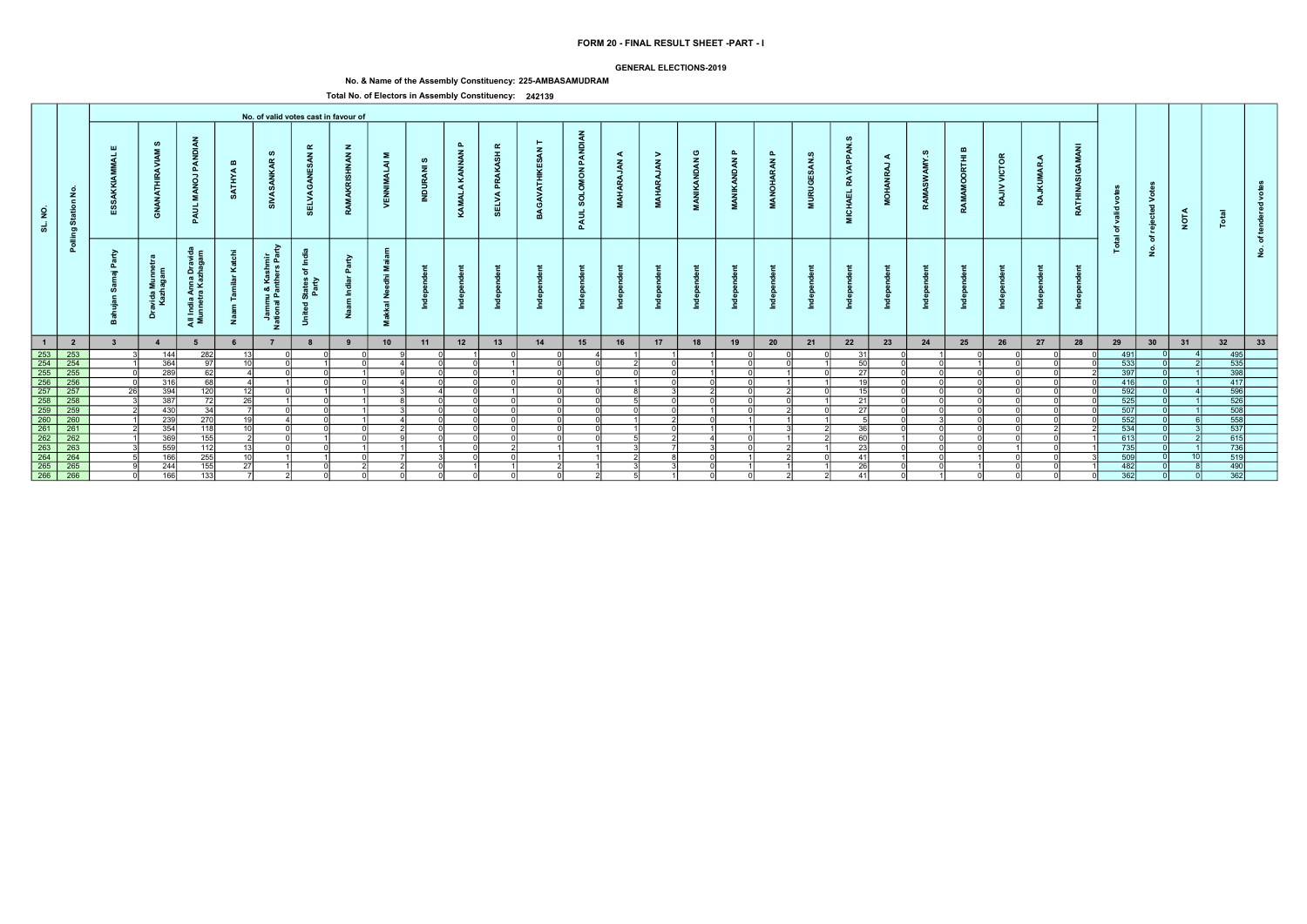# FORM 20 - FINAL RESULT SHEET -PART - I

**GENERAL ELECTIONS-2019**

**No. & Name of the Assembly Constituency: 225-AMBASAMUDRAM**

**Total No. of Electors in Assembly Constituency: 242139**

| SL. NO. | Polling Station No. | No. of valid votes cast in favour of | | | | | | | | | | | | | | | | | | | | | | | | | | Total of valid votes | No. of rejected Votes | NOTA | Total | No. of tendered votes |
|---|---|---|---|---|---|---|---|---|---|---|---|---|---|---|---|---|---|---|---|---|---|---|---|---|---|---|---|---|---|---|---|---|
| | | ESSAKKIAMMAL E | GNANATHIRAVIAM S | PAUL MANOJ PANDIAN | SATHYA B | SIVASANKAR S | SELVAGANESAN R | RAMAKRISHNAN N | VENNIMALAI M | INDURANI S | KAMALA KANNAN P | SELVA PRAKASH R | BAGAVATHIKESAN T | PAUL SOLOMON PANDIAN | MAHARAJAN A | MAHARAJAN V | MANIKANDAN G | MANIKANDAN P | MANOHARAN P | MURUGESAN.S | MICHAEL RAYAPPAN.S | MOHANRAJ A | RAMASWAMY.S | RAMAMOORTHI B | RAJIV VICTOR | RAJKUMAR.A | RATHINASIGAMANI | | | | | |
| | | Bahujan Samaj Party | Dravida Munnetra Kazhagam | All India Anna Dravida Munnetra Kazhagam | Naam Tamilar Katchi | Jammu & Kashmir National Panthers Party | United States of India Party | Naam Indiar Party | Makkal Needhi Maiam | Independent | Independent | Independent | Independent | Independent | Independent | Independent | Independent | Independent | Independent | Independent | Independent | Independent | Independent | Independent | Independent | Independent | Independent | | | | | |
| 1 | 2 | 3 | 4 | 5 | 6 | 7 | 8 | 9 | 10 | 11 | 12 | 13 | 14 | 15 | 16 | 17 | 18 | 19 | 20 | 21 | 22 | 23 | 24 | 25 | 26 | 27 | 28 | 29 | 30 | 31 | 32 | 33 |
| 253 | 253 | 3 | 144 | 282 | 13 | 0 | 0 | 0 | 9 | 0 | 1 | 0 | 0 | 4 | 1 | 1 | 1 | 0 | 0 | 0 | 31 | 0 | 1 | 0 | 0 | 0 | 0 | 491 | 0 | 4 | 495 | |
| 254 | 254 | 1 | 364 | 97 | 10 | 0 | 1 | 0 | 4 | 0 | 0 | 1 | 0 | 0 | 2 | 0 | 1 | 0 | 0 | 1 | 50 | 0 | 0 | 1 | 0 | 0 | 0 | 533 | 0 | 2 | 535 | |
| 255 | 255 | 0 | 289 | 62 | 4 | 0 | 0 | 1 | 9 | 0 | 0 | 1 | 0 | 0 | 0 | 0 | 1 | 0 | 1 | 0 | 27 | 0 | 0 | 0 | 0 | 0 | 2 | 397 | 0 | 1 | 398 | |
| 256 | 256 | 0 | 316 | 68 | 4 | 1 | 0 | 0 | 4 | 0 | 0 | 0 | 0 | 1 | 1 | 0 | 0 | 0 | 1 | 1 | 19 | 0 | 0 | 0 | 0 | 0 | 0 | 416 | 0 | 1 | 417 | |
| 257 | 257 | 26 | 394 | 120 | 12 | 0 | 1 | 1 | 3 | 4 | 0 | 1 | 0 | 0 | 8 | 3 | 2 | 0 | 2 | 0 | 15 | 0 | 0 | 0 | 0 | 0 | 0 | 592 | 0 | 4 | 596 | |
| 258 | 258 | 3 | 387 | 72 | 26 | 1 | 0 | 1 | 8 | 0 | 0 | 0 | 0 | 0 | 5 | 0 | 0 | 0 | 0 | 1 | 21 | 0 | 0 | 0 | 0 | 0 | 0 | 525 | 0 | 1 | 526 | |
| 259 | 259 | 2 | 430 | 34 | 7 | 0 | 0 | 1 | 3 | 0 | 0 | 0 | 0 | 0 | 0 | 0 | 1 | 0 | 2 | 0 | 27 | 0 | 0 | 0 | 0 | 0 | 0 | 507 | 0 | 1 | 508 | |
| 260 | 260 | 1 | 239 | 270 | 19 | 4 | 0 | 1 | 4 | 0 | 0 | 0 | 0 | 0 | 1 | 2 | 0 | 1 | 1 | 1 | 5 | 0 | 3 | 0 | 0 | 0 | 0 | 552 | 0 | 6 | 558 | |
| 261 | 261 | 2 | 354 | 118 | 10 | 0 | 0 | 0 | 2 | 0 | 0 | 0 | 0 | 0 | 1 | 0 | 1 | 1 | 3 | 2 | 36 | 0 | 0 | 0 | 0 | 2 | 2 | 534 | 0 | 3 | 537 | |
| 262 | 262 | 1 | 369 | 155 | 2 | 0 | 1 | 0 | 9 | 0 | 0 | 0 | 0 | 0 | 5 | 2 | 4 | 0 | 1 | 2 | 60 | 1 | 0 | 0 | 0 | 0 | 1 | 613 | 0 | 2 | 615 | |
| 263 | 263 | 3 | 559 | 112 | 13 | 0 | 0 | 1 | 1 | 1 | 0 | 2 | 1 | 1 | 3 | 7 | 3 | 0 | 2 | 1 | 23 | 0 | 0 | 0 | 1 | 0 | 1 | 735 | 0 | 1 | 736 | |
| 264 | 264 | 5 | 166 | 255 | 10 | 1 | 1 | 0 | 7 | 3 | 0 | 0 | 1 | 1 | 2 | 8 | 0 | 1 | 2 | 0 | 41 | 1 | 0 | 1 | 0 | 0 | 3 | 509 | 0 | 10 | 519 | |
| 265 | 265 | 9 | 244 | 155 | 27 | 1 | 0 | 2 | 2 | 0 | 1 | 1 | 2 | 1 | 3 | 3 | 0 | 1 | 1 | 1 | 26 | 0 | 0 | 1 | 0 | 0 | 1 | 482 | 0 | 8 | 490 | |
| 266 | 266 | 0 | 166 | 133 | 7 | 2 | 0 | 0 | 0 | 0 | 0 | 0 | 0 | 2 | 5 | 1 | 0 | 0 | 2 | 2 | 41 | 0 | 1 | 0 | 0 | 0 | 0 | 362 | 0 | 0 | 362 | |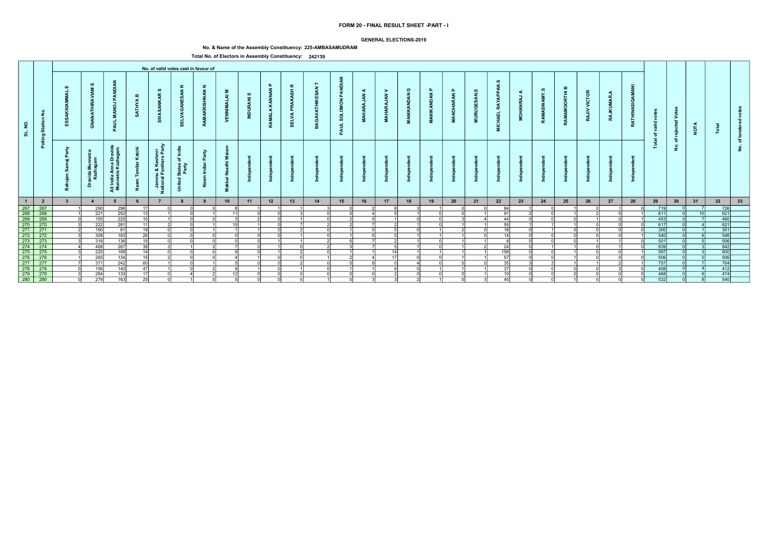# FORM 20 - FINAL RESULT SHEET -PART - I

## GENERAL ELECTIONS-2019

**No. & Name of the Assembly Constituency: 225-AMBASAMUDRAM**

**Total No. of Electors in Assembly Constituency: 242139**

| SL. NO. | Polling Station No. | No. of valid votes cast in favour of | | | | | | | | | | | | | | | | | | | | | | | | | | Total of valid votes | No. of rejected Votes | NOTA | Total | No. of tendered votes |
|---|---|---|---|---|---|---|---|---|---|---|---|---|---|---|---|---|---|---|---|---|---|---|---|---|---|---|---|---|---|---|---|---|
| | | ESSAKKIAMMAL E | GNANATHIRAVIAM S | PAUL MANOJ PANDIAN | SATHYA B | SIVASANKAR S | SELVAGANESAN R | RAMAKRISHNAN N | VENNIMALAI M | INDURANI S | KAMALA KANNAN P | SELVA PRAKASH R | BAGAVATHIKESAN T | PAUL SOLOMON PANDIAN | MAHARAJAN A | MAHARAJAN V | MANIKANDAN G | MANIKANDAN P | MANOHARAN P | MURUGESAN.S | MICHAEL RAYAPPAN.S | MOHANRAJ A | RAMASWAMY.S | RAMAMOORTHI B | RAJIV VICTOR | RAJKUMAR.A | RATHINASIGAMANI | | | | | |
| | | Bahujan Samaj Party | Dravida Munnetra Kazhagam | All India Anna Dravida Munnetra Kazhagam | Naam Tamilar Katchi | Jammu & Kashmir National Panthers Party | United States of India Party | Naam Indiar Party | Makkal Needhi Maiam | Independent | Independent | Independent | Independent | Independent | Independent | Independent | Independent | Independent | Independent | Independent | Independent | Independent | Independent | Independent | Independent | Independent | Independent | | | | | |
| 1 | 2 | 3 | 4 | 5 | 6 | 7 | 8 | 9 | 10 | 11 | 12 | 13 | 14 | 15 | 16 | 17 | 18 | 19 | 20 | 21 | 22 | 23 | 24 | 25 | 26 | 27 | 28 | 29 | 30 | 31 | 32 | 33 |
| 267 | 267 | 1 | 290 | 296 | 17 | 0 | 0 | 0 | 8 | 1 | 1 | 1 | 3 | 0 | 2 | 8 | 3 | 1 | 0 | 0 | 84 | 1 | 0 | 1 | 0 | 1 | 0 | 719 | 0 | 7 | 726 | |
| 268 | 268 | 1 | 221 | 252 | 13 | 1 | 0 | 1 | 11 | 0 | 0 | 3 | 0 | 0 | 4 | 5 | 1 | 0 | 0 | 1 | 91 | 2 | 0 | 1 | 2 | 0 | 1 | 611 | 0 | 10 | 621 | |
| 269 | 269 | 0 | 155 | 225 | 10 | 1 | 0 | 0 | 3 | 2 | 0 | 1 | 0 | 2 | 0 | 1 | 0 | 0 | 3 | 4 | 44 | 0 | 0 | 0 | 1 | 0 | 1 | 453 | 0 | 7 | 460 | |
| 270 | 270 | 3 | 222 | 281 | 11 | 2 | 0 | 1 | 15 | 1 | 0 | 7 | 2 | 2 | 7 | 2 | 1 | 0 | 1 | 1 | 55 | 1 | 1 | 1 | 0 | 0 | 0 | 617 | 0 | 4 | 621 | |
| 271 | 271 | 2 | 190 | 61 | 19 | 0 | 0 | 1 | 1 | 1 | 0 | 2 | 0 | 1 | 0 | 0 | 0 | 1 | 2 | 0 | 18 | 0 | 1 | 0 | 0 | 0 | 0 | 300 | 0 | 1 | 301 | |
| 272 | 272 | 3 | 308 | 183 | 26 | 0 | 0 | 0 | 0 | 0 | 0 | 1 | 0 | 1 | 0 | 0 | 1 | 1 | 1 | 0 | 14 | 0 | 0 | 0 | 0 | 0 | 1 | 540 | 0 | 6 | 546 | |
| 273 | 273 | 3 | 316 | 136 | 15 | 0 | 0 | 0 | 0 | 0 | 1 | 1 | 2 | 5 | 7 | 2 | 1 | 0 | 1 | 1 | 8 | 0 | 0 | 0 | 1 | 1 | 0 | 501 | 0 | 5 | 506 | |
| 274 | 274 | 4 | 468 | 267 | 38 | 3 | 1 | 2 | 7 | 0 | 1 | 0 | 2 | 3 | 7 | 5 | 1 | 0 | 1 | 2 | 24 | 0 | 1 | 1 | 0 | 1 | 0 | 839 | 0 | 3 | 842 | |
| 275 | 275 | 3 | 220 | 168 | 14 | 0 | 0 | 0 | 9 | 0 | 1 | 2 | 0 | 1 | 1 | 14 | 1 | 1 | 1 | 1 | 158 | 0 | 0 | 1 | 0 | 0 | 1 | 597 | 0 | 3 | 600 | |
| 276 | 276 | 1 | 265 | 134 | 15 | 2 | 0 | 0 | 4 | 1 | 0 | 0 | 1 | 2 | 4 | 17 | 0 | 0 | 1 | 1 | 57 | 0 | 0 | 1 | 0 | 0 | 0 | 506 | 0 | 0 | 506 | |
| 277 | 277 | 7 | 371 | 242 | 60 | 1 | 0 | 1 | 5 | 0 | 0 | 2 | 0 | 0 | 9 | 0 | 4 | 0 | 5 | 5 | 35 | 3 | 2 | 1 | 1 | 2 | 1 | 757 | 0 | 7 | 764 | |
| 278 | 278 | 0 | 156 | 140 | 47 | 1 | 0 | 2 | 9 | 1 | 0 | 1 | 0 | 1 | 1 | 6 | 0 | 1 | 1 | 1 | 37 | 0 | 0 | 0 | 0 | 3 | 0 | 408 | 0 | 4 | 412 | |
| 279 | 279 | 3 | 284 | 133 | 17 | 0 | 4 | 2 | 12 | 0 | 0 | 0 | 0 | 0 | 0 | 2 | 0 | 0 | 0 | 1 | 10 | 0 | 0 | 0 | 0 | 0 | 0 | 468 | 0 | 6 | 474 | |
| 280 | 280 | 0 | 279 | 163 | 25 | 0 | 1 | 0 | 5 | 0 | 0 | 0 | 1 | 0 | 3 | 3 | 2 | 1 | 0 | 3 | 45 | 0 | 0 | 1 | 0 | 0 | 0 | 532 | 0 | 8 | 540 | |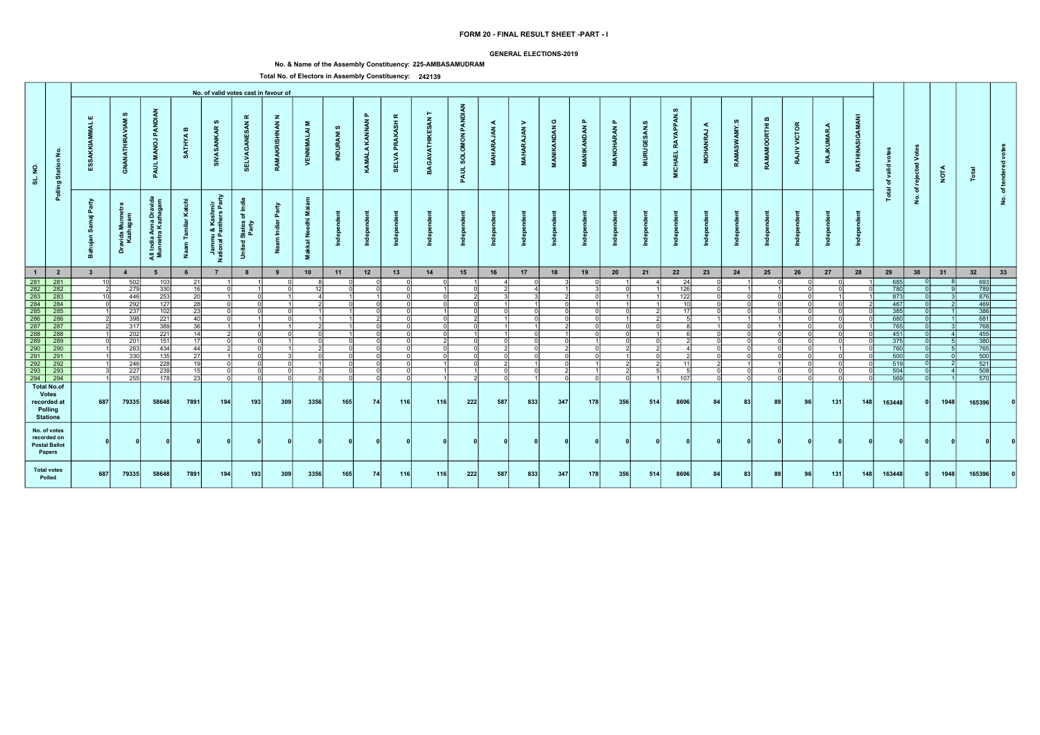# FORM 20 - FINAL RESULT SHEET -PART - I

**GENERAL ELECTIONS-2019**

**No. & Name of the Assembly Constituency: 225-AMBASAMUDRAM**

**Total No. of Electors in Assembly Constituency: 242139**

| SL. NO. | Polling Station No. | No. of valid votes cast in favour of | | | | | | | | | | | | | | | | | | | | | | | | | | Total of valid votes | No. of rejected Votes | NOTA | Total | No. of tendered votes |
|---|---|---|---|---|---|---|---|---|---|---|---|---|---|---|---|---|---|---|---|---|---|---|---|---|---|---|---|---|---|---|---|---|
| | | ESSAKKIAMMAL E | GNANATHIRAVIAM S | PAUL MANOJ PANDIAN | SATHYA B | SIVASANKAR S | SELVAGANESAN R | RAMAKRISHNAN N | VENNIMALAI M | INDURANI S | KAMALA KANNAN P | SELVA PRAKASH R | BAGAVATHIKESAN T | PAUL SOLOMON PANDIAN | MAHARAJAN A | MAHARAJAN V | MANIKANDAN G | MANIKANDAN P | MANOHARAN P | MURUGESAN.S | MICHAEL RAYAPPAN.S | MOHANRAJ A | RAMASWAMY.S | RAMAMOORTHI B | RAJIV VICTOR | RAJKUMAR A | RATHINASIGAMANI | | | | | |
| | | Bahujan Samaj Party | Dravida Munnetra Kazhagam | All India Anna Dravida Munnetra Kazhagam | Naam Tamilar Katchi | Jammu & Kashmir National Panthers Party | United States of India Party | Naam Indiar Party | Makkal Needhi Maiam | Independent | Independent | Independent | Independent | Independent | Independent | Independent | Independent | Independent | Independent | Independent | Independent | Independent | Independent | Independent | Independent | Independent | Independent | | | | | |
| 1 | 2 | 3 | 4 | 5 | 6 | 7 | 8 | 9 | 10 | 11 | 12 | 13 | 14 | 15 | 16 | 17 | 18 | 19 | 20 | 21 | 22 | 23 | 24 | 25 | 26 | 27 | 28 | 29 | 30 | 31 | 32 | 33 |
| 281 | 281 | 10 | 502 | 103 | 21 | 1 | 1 | 0 | 8 | 0 | 0 | 0 | 0 | 1 | 4 | 0 | 3 | 0 | 1 | 4 | 24 | 0 | 1 | 0 | 0 | 0 | | 685 | 0 | 8 | 693 | |
| 282 | 282 | 2 | 279 | 330 | 16 | 0 | 1 | 0 | 12 | 0 | 0 | 0 | 1 | 0 | 2 | 4 | 1 | 3 | 0 | 1 | 126 | 0 | 1 | 1 | 0 | 0 | 1 | 780 | 0 | 9 | 789 | |
| 283 | 283 | 10 | 446 | 253 | 20 | 1 | 0 | 1 | 4 | 1 | 1 | 0 | 0 | 2 | 3 | 3 | 2 | 0 | 1 | 1 | 122 | 0 | 0 | 0 | 0 | 1 | 1 | 873 | 0 | 3 | 876 | |
| 284 | 284 | 0 | 292 | 127 | 28 | 0 | 0 | 1 | 2 | 0 | 0 | 0 | 0 | 0 | 1 | 1 | 0 | 1 | 1 | 1 | 10 | 0 | 0 | 0 | 0 | 0 | 2 | 467 | 0 | 2 | 469 | |
| 285 | 285 | 1 | 237 | 102 | 23 | 0 | 0 | 0 | 1 | 1 | 0 | 0 | 1 | 0 | 0 | 0 | 0 | 0 | 0 | 2 | 17 | 0 | 0 | 0 | 0 | 0 | 0 | 385 | 0 | 1 | 386 | |
| 286 | 286 | 2 | 398 | 221 | 40 | 0 | 1 | 0 | 1 | 1 | 2 | 0 | 0 | 2 | 1 | 0 | 0 | 0 | 1 | 2 | 5 | 1 | 1 | 1 | 0 | 0 | 0 | 680 | 0 | 1 | 681 | |
| 287 | 287 | 2 | 317 | 389 | 36 | 1 | 1 | 1 | 2 | 1 | 0 | 0 | 0 | 0 | 1 | 1 | 2 | 0 | 0 | 0 | 8 | 1 | 0 | 1 | 0 | 0 | 1 | 765 | 0 | 3 | 768 | |
| 288 | 288 | 1 | 202 | 221 | 14 | 2 | 0 | 0 | 0 | 1 | 0 | 0 | 0 | 1 | 1 | 0 | 1 | 0 | 0 | 1 | 6 | 0 | 0 | 0 | 0 | 0 | 0 | 451 | 0 | 4 | 455 | |
| 289 | 289 | 0 | 201 | 151 | 17 | 0 | 0 | 1 | 0 | 0 | 0 | 0 | 2 | 0 | 0 | 0 | 0 | 1 | 0 | 0 | 2 | 0 | 0 | 0 | 0 | 0 | 0 | 375 | 0 | 5 | 380 | |
| 290 | 290 | 1 | 263 | 434 | 44 | 2 | 0 | 1 | 2 | 0 | 0 | 0 | 0 | 0 | 2 | 0 | 2 | 0 | 2 | 2 | 4 | 0 | 0 | 0 | 0 | 1 | 0 | 760 | 0 | 5 | 765 | |
| 291 | 291 | 1 | 330 | 135 | 27 | 1 | 0 | 3 | 0 | 0 | 0 | 0 | 0 | 0 | 0 | 0 | 0 | 0 | 1 | 0 | 2 | 0 | 0 | 0 | 0 | 0 | 0 | 500 | 0 | 0 | 500 | |
| 292 | 292 | 1 | 246 | 228 | 19 | 0 | 0 | 0 | 1 | 0 | 0 | 0 | 1 | 0 | 2 | 1 | 0 | 1 | 2 | 2 | 11 | 2 | 1 | 1 | 0 | 0 | 0 | 519 | 0 | 2 | 521 | |
| 293 | 293 | 3 | 227 | 239 | 15 | 0 | 0 | 0 | 3 | 0 | 0 | 0 | 1 | 1 | 0 | 0 | 2 | 1 | 2 | 5 | 5 | 0 | 0 | 0 | 0 | 0 | 0 | 504 | 0 | 4 | 508 | |
| 294 | 294 | 1 | 255 | 178 | 23 | 0 | 0 | 0 | 0 | 0 | 0 | 0 | 1 | 2 | 0 | 1 | 0 | 0 | 0 | 1 | 107 | 0 | 0 | 0 | 0 | 0 | 0 | 569 | 0 | 1 | 570 | |
| Total No.of Votes recorded at Polling Stations | | 687 | 79335 | 58648 | 7891 | 194 | 193 | 309 | 3356 | 165 | 74 | 116 | 116 | 222 | 587 | 833 | 347 | 178 | 356 | 514 | 8696 | 84 | 83 | 89 | 96 | 131 | 148 | 163448 | 0 | 1948 | 165396 | 0 |
| No. of votes recorded on Postal Ballot Papers | | 0 | 0 | 0 | 0 | 0 | 0 | 0 | 0 | 0 | 0 | 0 | 0 | 0 | 0 | 0 | 0 | 0 | 0 | 0 | 0 | 0 | 0 | 0 | 0 | 0 | 0 | 0 | 0 | 0 | 0 | 0 |
| Total votes Polled | | 687 | 79335 | 58648 | 7891 | 194 | 193 | 309 | 3356 | 165 | 74 | 116 | 116 | 222 | 587 | 833 | 347 | 178 | 356 | 514 | 8696 | 84 | 83 | 89 | 96 | 131 | 148 | 163448 | 0 | 1948 | 165396 | 0 |